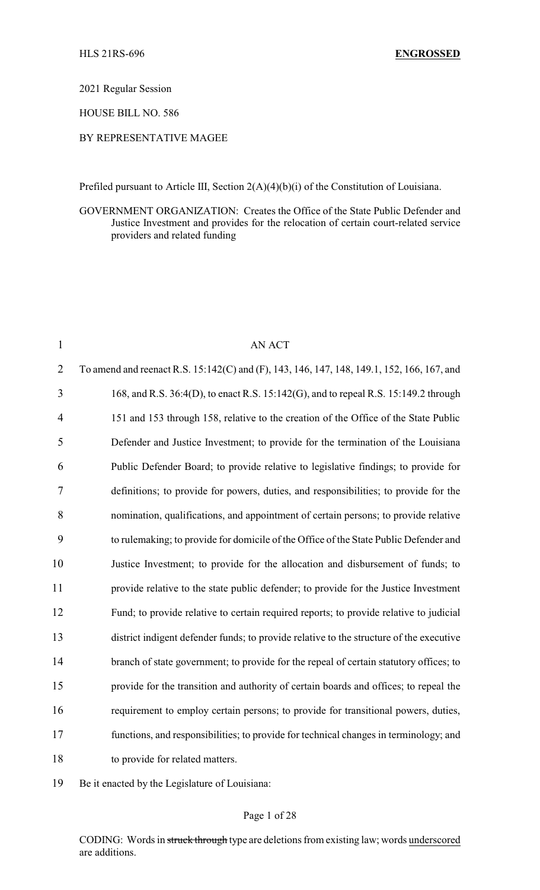HLS 21RS-696 **ENGROSSED**

2021 Regular Session

HOUSE BILL NO. 586

BY REPRESENTATIVE MAGEE

Prefiled pursuant to Article III, Section 2(A)(4)(b)(i) of the Constitution of Louisiana.

GOVERNMENT ORGANIZATION: Creates the Office of the State Public Defender and Justice Investment and provides for the relocation of certain court-related service providers and related funding

AN ACT

To amend and reenact R.S. 15:142(C) and (F), 143, 146, 147, 148, 149.1, 152, 166, 167, and 168, and R.S. 36:4(D), to enact R.S. 15:142(G), and to repeal R.S. 15:149.2 through 151 and 153 through 158, relative to the creation of the Office of the State Public Defender and Justice Investment; to provide for the termination of the Louisiana Public Defender Board; to provide relative to legislative findings; to provide for definitions; to provide for powers, duties, and responsibilities; to provide for the nomination, qualifications, and appointment of certain persons; to provide relative to rulemaking; to provide for domicile of the Office of the State Public Defender and Justice Investment; to provide for the allocation and disbursement of funds; to provide relative to the state public defender; to provide for the Justice Investment Fund; to provide relative to certain required reports; to provide relative to judicial district indigent defender funds; to provide relative to the structure of the executive branch of state government; to provide for the repeal of certain statutory offices; to provide for the transition and authority of certain boards and offices; to repeal the requirement to employ certain persons; to provide for transitional powers, duties, functions, and responsibilities; to provide for technical changes in terminology; and to provide for related matters.

Be it enacted by the Legislature of Louisiana:

CODING: Words in ~~struck through~~ type are deletions from existing law; words underscored are additions.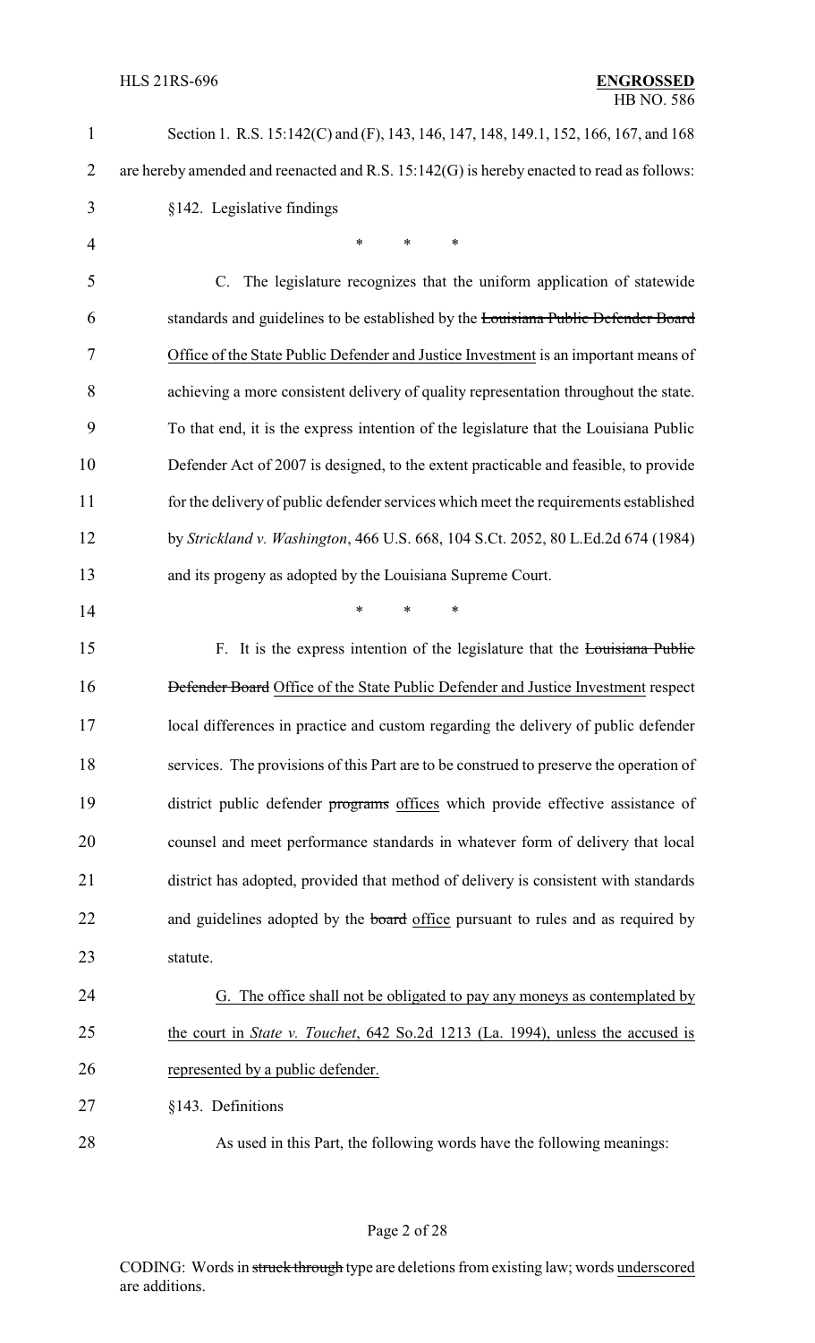Section 1. R.S. 15:142(C) and (F), 143, 146, 147, 148, 149.1, 152, 166, 167, and 168 are hereby amended and reenacted and R.S. 15:142(G) is hereby enacted to read as follows:

§142. Legislative findings

\* \* \*

C. The legislature recognizes that the uniform application of statewide standards and guidelines to be established by the ~~Louisiana Public Defender Board~~ <u>Office of the State Public Defender and Justice Investment</u> is an important means of achieving a more consistent delivery of quality representation throughout the state. To that end, it is the express intention of the legislature that the Louisiana Public Defender Act of 2007 is designed, to the extent practicable and feasible, to provide for the delivery of public defender services which meet the requirements established by *Strickland v. Washington*, 466 U.S. 668, 104 S.Ct. 2052, 80 L.Ed.2d 674 (1984) and its progeny as adopted by the Louisiana Supreme Court.

\* \* \*

F. It is the express intention of the legislature that the ~~Louisiana Public Defender Board~~ <u>Office of the State Public Defender and Justice Investment</u> respect local differences in practice and custom regarding the delivery of public defender services. The provisions of this Part are to be construed to preserve the operation of district public defender ~~programs~~ <u>offices</u> which provide effective assistance of counsel and meet performance standards in whatever form of delivery that local district has adopted, provided that method of delivery is consistent with standards and guidelines adopted by the ~~board~~ <u>office</u> pursuant to rules and as required by statute.

<u>G. The office shall not be obligated to pay any moneys as contemplated by the court in *State v. Touchet*, 642 So.2d 1213 (La. 1994), unless the accused is represented by a public defender.</u>

§143. Definitions

As used in this Part, the following words have the following meanings: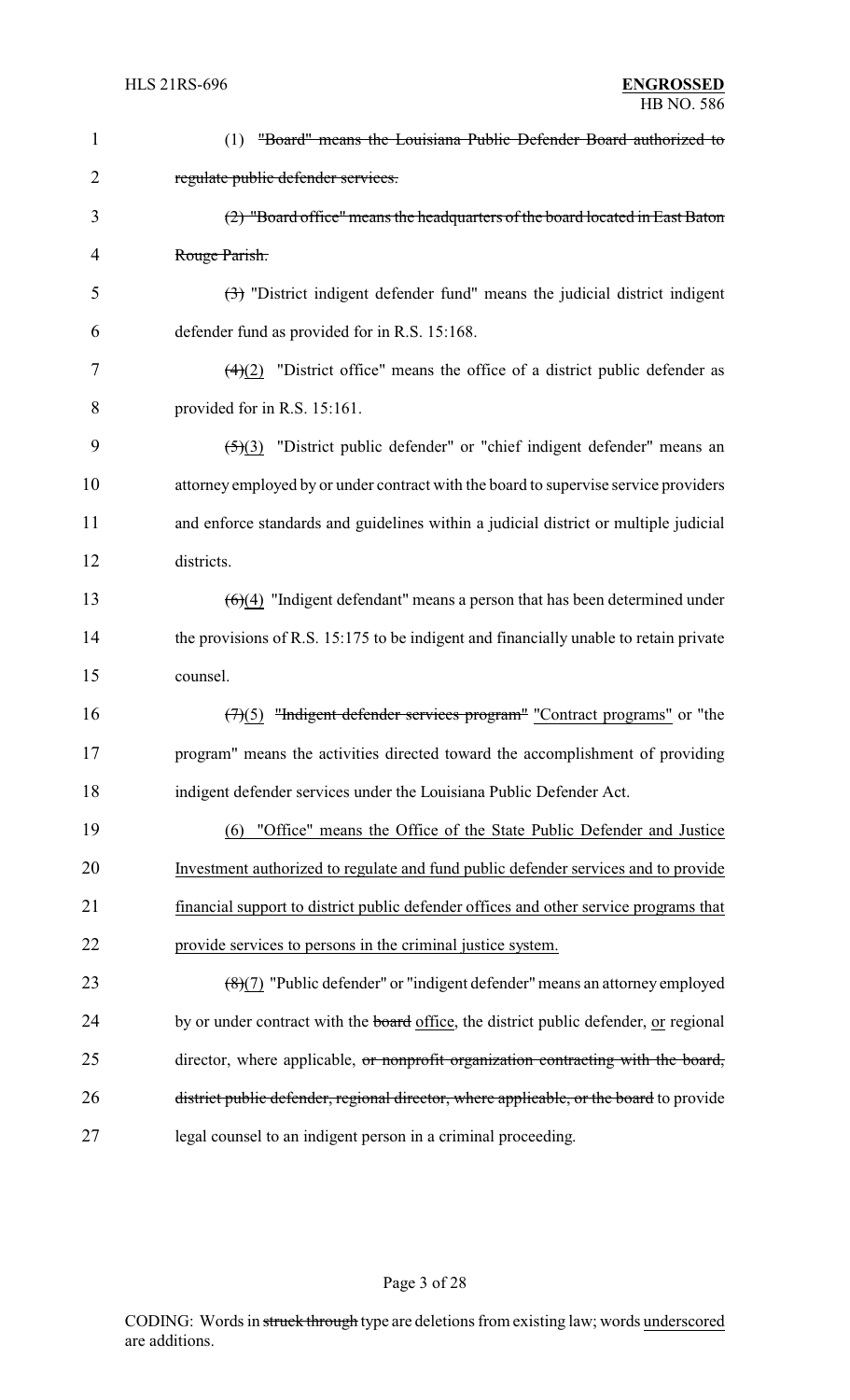(1) ~~"Board" means the Louisiana Public Defender Board authorized to regulate public defender services.~~

~~(2) "Board office" means the headquarters of the board located in East Baton Rouge Parish.~~

~~(3)~~ "District indigent defender fund" means the judicial district indigent defender fund as provided for in R.S. 15:168.

~~(4)~~(2) "District office" means the office of a district public defender as provided for in R.S. 15:161.

~~(5)~~(3) "District public defender" or "chief indigent defender" means an attorney employed by or under contract with the board to supervise service providers and enforce standards and guidelines within a judicial district or multiple judicial districts.

~~(6)~~(4) "Indigent defendant" means a person that has been determined under the provisions of R.S. 15:175 to be indigent and financially unable to retain private counsel.

~~(7)~~(5) ~~"Indigent defender services program"~~ "Contract programs" or "the program" means the activities directed toward the accomplishment of providing indigent defender services under the Louisiana Public Defender Act.

<u>(6) "Office" means the Office of the State Public Defender and Justice Investment authorized to regulate and fund public defender services and to provide financial support to district public defender offices and other service programs that provide services to persons in the criminal justice system.</u>

~~(8)~~(7) "Public defender" or "indigent defender" means an attorney employed by or under contract with the ~~board~~ <u>office</u>, the district public defender, <u>or</u> regional director, where applicable, ~~or nonprofit organization contracting with the board, district public defender, regional director, where applicable, or the board~~ to provide legal counsel to an indigent person in a criminal proceeding.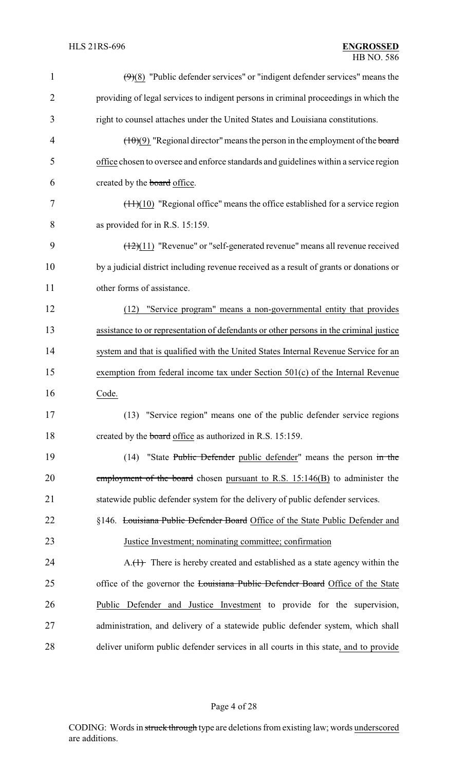~~(9)~~(8) "Public defender services" or "indigent defender services" means the providing of legal services to indigent persons in criminal proceedings in which the right to counsel attaches under the United States and Louisiana constitutions.

~~(10)~~(9) "Regional director" means the person in the employment of the ~~board~~ office chosen to oversee and enforce standards and guidelines within a service region created by the ~~board~~ office.

~~(11)~~(10) "Regional office" means the office established for a service region as provided for in R.S. 15:159.

~~(12)~~(11) "Revenue" or "self-generated revenue" means all revenue received by a judicial district including revenue received as a result of grants or donations or other forms of assistance.

(12) "Service program" means a non-governmental entity that provides assistance to or representation of defendants or other persons in the criminal justice system and that is qualified with the United States Internal Revenue Service for an exemption from federal income tax under Section 501(c) of the Internal Revenue Code.

(13) "Service region" means one of the public defender service regions created by the ~~board~~ office as authorized in R.S. 15:159.

(14) "State ~~Public Defender~~ public defender" means the person ~~in the employment of the board~~ chosen pursuant to R.S. 15:146(B) to administer the statewide public defender system for the delivery of public defender services.

§146. ~~Louisiana Public Defender Board~~ Office of the State Public Defender and Justice Investment; nominating committee; confirmation

A.~~(1)~~ There is hereby created and established as a state agency within the office of the governor the ~~Louisiana Public Defender Board~~ Office of the State Public Defender and Justice Investment to provide for the supervision, administration, and delivery of a statewide public defender system, which shall deliver uniform public defender services in all courts in this state, and to provide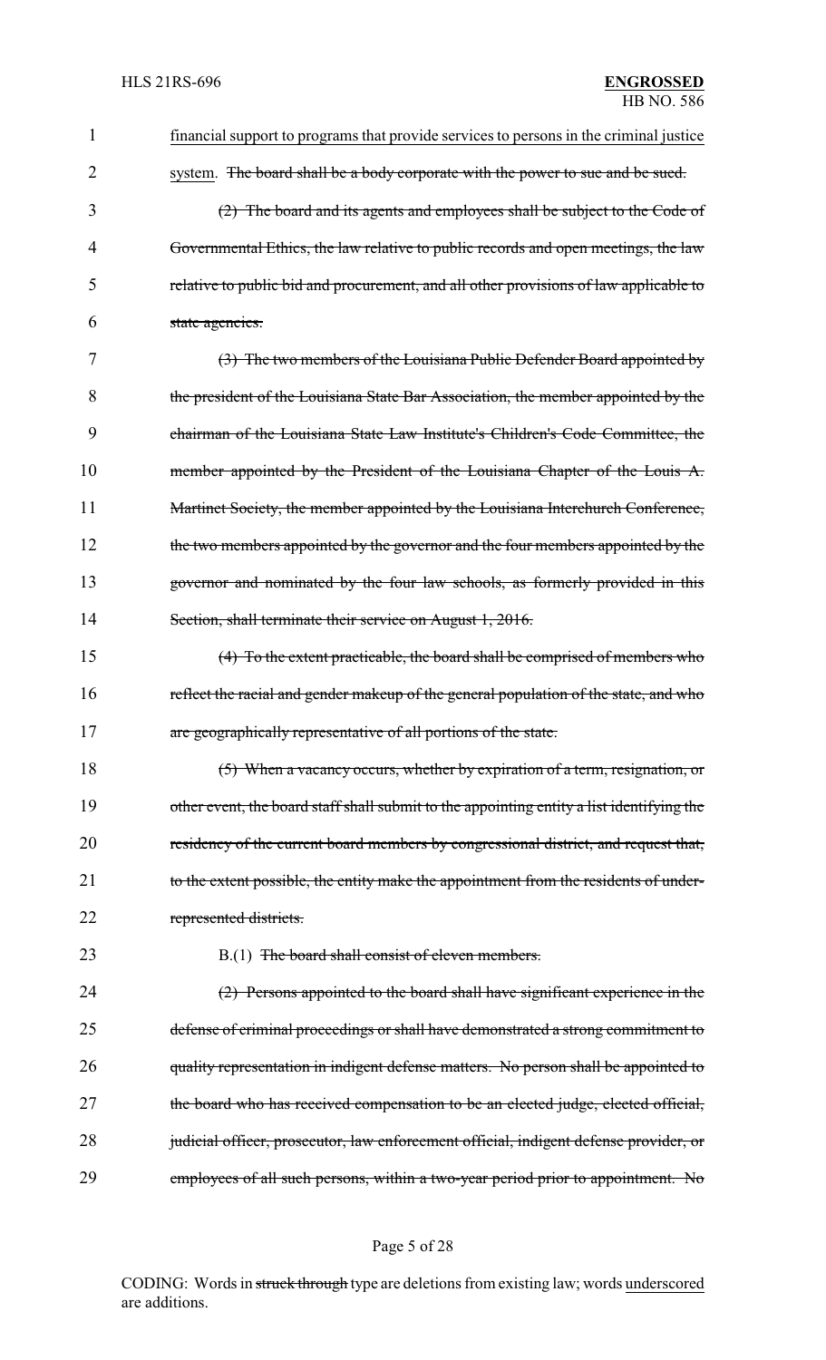financial support to programs that provide services to persons in the criminal justice system. ~~The board shall be a body corporate with the power to sue and be sued.~~

~~(2) The board and its agents and employees shall be subject to the Code of Governmental Ethics, the law relative to public records and open meetings, the law relative to public bid and procurement, and all other provisions of law applicable to state agencies.~~

~~(3) The two members of the Louisiana Public Defender Board appointed by the president of the Louisiana State Bar Association, the member appointed by the chairman of the Louisiana State Law Institute's Children's Code Committee, the member appointed by the President of the Louisiana Chapter of the Louis A. Martinet Society, the member appointed by the Louisiana Interchurch Conference, the two members appointed by the governor and the four members appointed by the governor and nominated by the four law schools, as formerly provided in this Section, shall terminate their service on August 1, 2016.~~

~~(4) To the extent practicable, the board shall be comprised of members who reflect the racial and gender makeup of the general population of the state, and who are geographically representative of all portions of the state.~~

~~(5) When a vacancy occurs, whether by expiration of a term, resignation, or other event, the board staff shall submit to the appointing entity a list identifying the residency of the current board members by congressional district, and request that, to the extent possible, the entity make the appointment from the residents of under-represented districts.~~

B.(1) ~~The board shall consist of eleven members.~~

~~(2) Persons appointed to the board shall have significant experience in the defense of criminal proceedings or shall have demonstrated a strong commitment to quality representation in indigent defense matters. No person shall be appointed to the board who has received compensation to be an elected judge, elected official, judicial officer, prosecutor, law enforcement official, indigent defense provider, or employees of all such persons, within a two-year period prior to appointment. No~~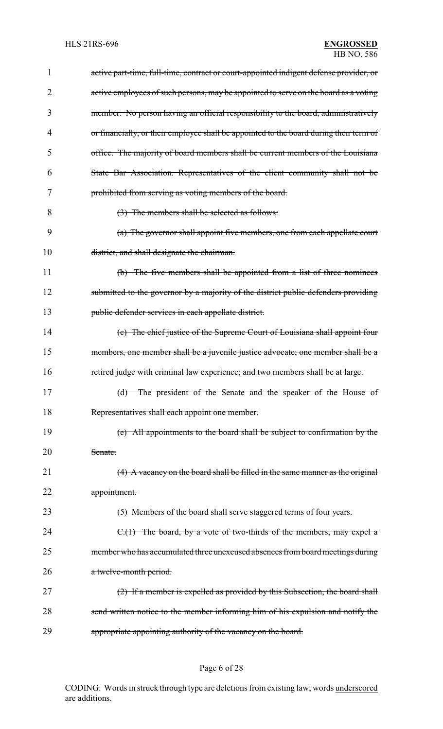~~active part-time, full-time, contract or court-appointed indigent defense provider, or active employees of such persons, may be appointed to serve on the board as a voting member. No person having an official responsibility to the board, administratively or financially, or their employee shall be appointed to the board during their term of office. The majority of board members shall be current members of the Louisiana State Bar Association. Representatives of the client community shall not be prohibited from serving as voting members of the board.~~

~~(3) The members shall be selected as follows:~~

~~(a) The governor shall appoint five members, one from each appellate court district, and shall designate the chairman.~~

~~(b) The five members shall be appointed from a list of three nominees submitted to the governor by a majority of the district public defenders providing public defender services in each appellate district.~~

~~(c) The chief justice of the Supreme Court of Louisiana shall appoint four members, one member shall be a juvenile justice advocate; one member shall be a retired judge with criminal law experience; and two members shall be at large.~~

~~(d) The president of the Senate and the speaker of the House of Representatives shall each appoint one member.~~

~~(e) All appointments to the board shall be subject to confirmation by the Senate.~~

~~(4) A vacancy on the board shall be filled in the same manner as the original appointment.~~

~~(5) Members of the board shall serve staggered terms of four years.~~

~~C.(1) The board, by a vote of two-thirds of the members, may expel a member who has accumulated three unexcused absences from board meetings during a twelve-month period.~~

~~(2) If a member is expelled as provided by this Subsection, the board shall send written notice to the member informing him of his expulsion and notify the appropriate appointing authority of the vacancy on the board.~~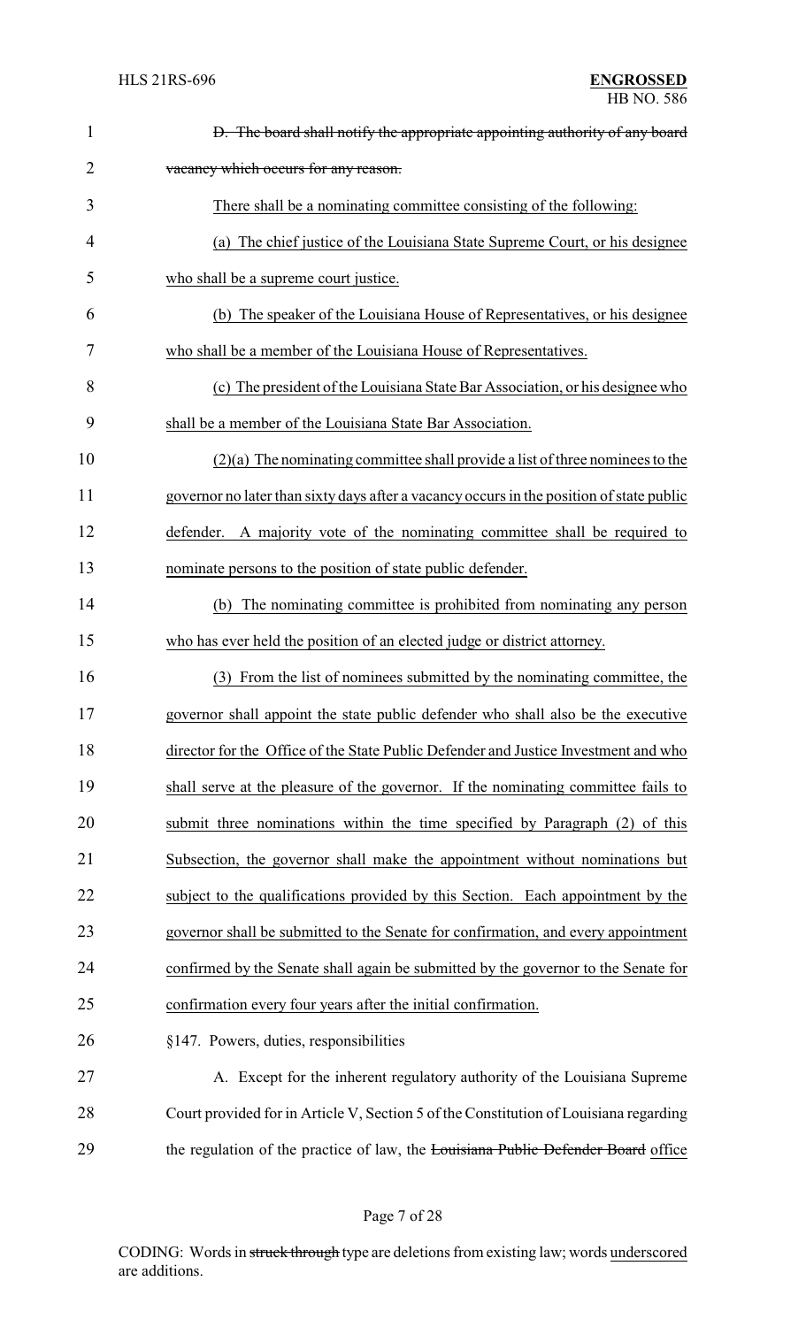~~D. The board shall notify the appropriate appointing authority of any board vacancy which occurs for any reason.~~

There shall be a nominating committee consisting of the following:

(a) The chief justice of the Louisiana State Supreme Court, or his designee who shall be a supreme court justice.

(b) The speaker of the Louisiana House of Representatives, or his designee who shall be a member of the Louisiana House of Representatives.

(c) The president of the Louisiana State Bar Association, or his designee who shall be a member of the Louisiana State Bar Association.

(2)(a) The nominating committee shall provide a list of three nominees to the governor no later than sixty days after a vacancy occurs in the position of state public defender. A majority vote of the nominating committee shall be required to nominate persons to the position of state public defender.

(b) The nominating committee is prohibited from nominating any person who has ever held the position of an elected judge or district attorney.

(3) From the list of nominees submitted by the nominating committee, the governor shall appoint the state public defender who shall also be the executive director for the Office of the State Public Defender and Justice Investment and who shall serve at the pleasure of the governor. If the nominating committee fails to submit three nominations within the time specified by Paragraph (2) of this Subsection, the governor shall make the appointment without nominations but subject to the qualifications provided by this Section. Each appointment by the governor shall be submitted to the Senate for confirmation, and every appointment confirmed by the Senate shall again be submitted by the governor to the Senate for confirmation every four years after the initial confirmation.

§147. Powers, duties, responsibilities

A. Except for the inherent regulatory authority of the Louisiana Supreme Court provided for in Article V, Section 5 of the Constitution of Louisiana regarding the regulation of the practice of law, the ~~Louisiana Public Defender Board~~ office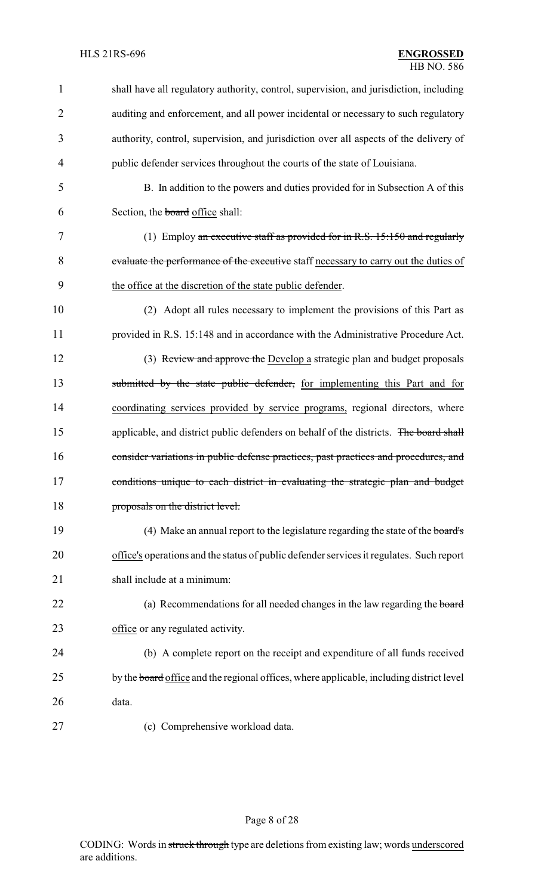shall have all regulatory authority, control, supervision, and jurisdiction, including auditing and enforcement, and all power incidental or necessary to such regulatory authority, control, supervision, and jurisdiction over all aspects of the delivery of public defender services throughout the courts of the state of Louisiana.

B. In addition to the powers and duties provided for in Subsection A of this Section, the ~~board~~ office shall:

(1) Employ ~~an executive staff as provided for in R.S. 15:150 and regularly evaluate the performance of the executive~~ staff necessary to carry out the duties of the office at the discretion of the state public defender.

(2) Adopt all rules necessary to implement the provisions of this Part as provided in R.S. 15:148 and in accordance with the Administrative Procedure Act.

(3) ~~Review and approve the~~ Develop a strategic plan and budget proposals ~~submitted by the state public defender,~~ for implementing this Part and for coordinating services provided by service programs, regional directors, where applicable, and district public defenders on behalf of the districts. ~~The board shall consider variations in public defense practices, past practices and procedures, and conditions unique to each district in evaluating the strategic plan and budget proposals on the district level.~~

(4) Make an annual report to the legislature regarding the state of the ~~board's~~ office's operations and the status of public defender services it regulates. Such report shall include at a minimum:

(a) Recommendations for all needed changes in the law regarding the ~~board~~ office or any regulated activity.

(b) A complete report on the receipt and expenditure of all funds received by the ~~board~~ office and the regional offices, where applicable, including district level data.

(c) Comprehensive workload data.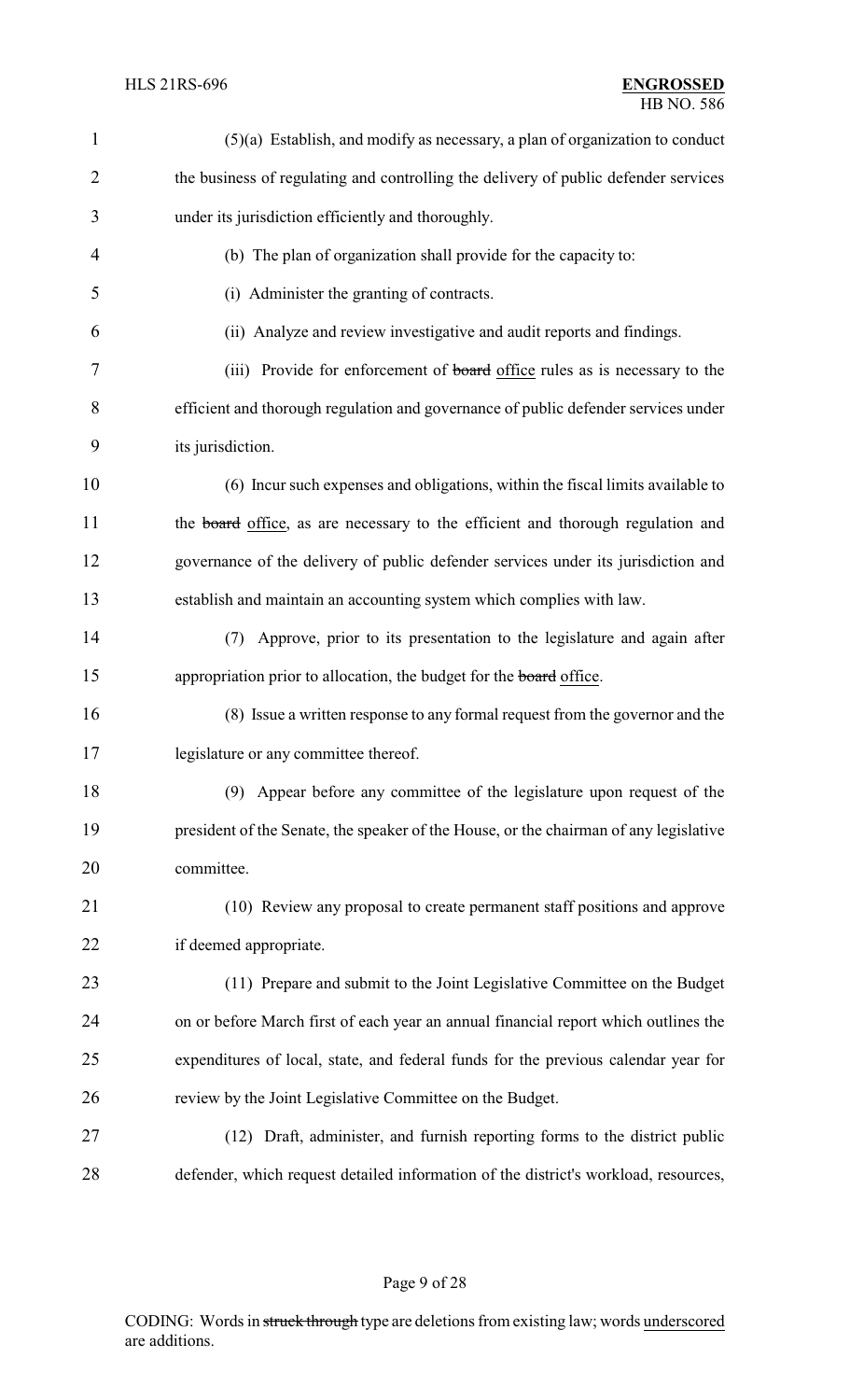(5)(a) Establish, and modify as necessary, a plan of organization to conduct the business of regulating and controlling the delivery of public defender services under its jurisdiction efficiently and thoroughly.

(b) The plan of organization shall provide for the capacity to:

(i) Administer the granting of contracts.

(ii) Analyze and review investigative and audit reports and findings.

(iii) Provide for enforcement of ~~board~~ office rules as is necessary to the efficient and thorough regulation and governance of public defender services under its jurisdiction.

(6) Incur such expenses and obligations, within the fiscal limits available to the ~~board~~ office, as are necessary to the efficient and thorough regulation and governance of the delivery of public defender services under its jurisdiction and establish and maintain an accounting system which complies with law.

(7) Approve, prior to its presentation to the legislature and again after appropriation prior to allocation, the budget for the ~~board~~ office.

(8) Issue a written response to any formal request from the governor and the legislature or any committee thereof.

(9) Appear before any committee of the legislature upon request of the president of the Senate, the speaker of the House, or the chairman of any legislative committee.

(10) Review any proposal to create permanent staff positions and approve if deemed appropriate.

(11) Prepare and submit to the Joint Legislative Committee on the Budget on or before March first of each year an annual financial report which outlines the expenditures of local, state, and federal funds for the previous calendar year for review by the Joint Legislative Committee on the Budget.

(12) Draft, administer, and furnish reporting forms to the district public defender, which request detailed information of the district's workload, resources,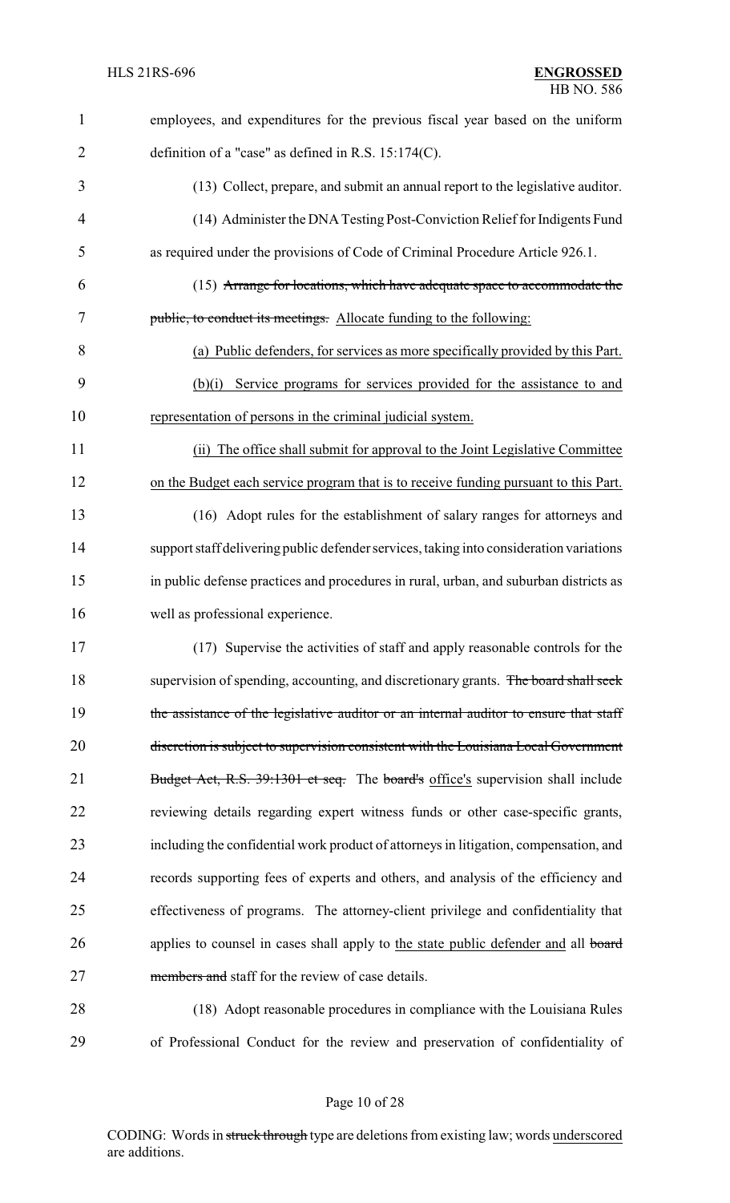employees, and expenditures for the previous fiscal year based on the uniform definition of a "case" as defined in R.S. 15:174(C).

(13) Collect, prepare, and submit an annual report to the legislative auditor.

(14) Administer the DNA Testing Post-Conviction Relief for Indigents Fund as required under the provisions of Code of Criminal Procedure Article 926.1.

(15) ~~Arrange for locations, which have adequate space to accommodate the public, to conduct its meetings.~~ Allocate funding to the following:

(a) Public defenders, for services as more specifically provided by this Part.

(b)(i) Service programs for services provided for the assistance to and representation of persons in the criminal judicial system.

(ii) The office shall submit for approval to the Joint Legislative Committee on the Budget each service program that is to receive funding pursuant to this Part.

(16) Adopt rules for the establishment of salary ranges for attorneys and support staff delivering public defender services, taking into consideration variations in public defense practices and procedures in rural, urban, and suburban districts as well as professional experience.

(17) Supervise the activities of staff and apply reasonable controls for the supervision of spending, accounting, and discretionary grants. ~~The board shall seek the assistance of the legislative auditor or an internal auditor to ensure that staff discretion is subject to supervision consistent with the Louisiana Local Government Budget Act, R.S. 39:1301 et seq.~~ The ~~board's~~ office's supervision shall include reviewing details regarding expert witness funds or other case-specific grants, including the confidential work product of attorneys in litigation, compensation, and records supporting fees of experts and others, and analysis of the efficiency and effectiveness of programs. The attorney-client privilege and confidentiality that applies to counsel in cases shall apply to the state public defender and all ~~board members and~~ staff for the review of case details.

(18) Adopt reasonable procedures in compliance with the Louisiana Rules of Professional Conduct for the review and preservation of confidentiality of

CODING: Words in ~~struck through~~ type are deletions from existing law; words underscored are additions.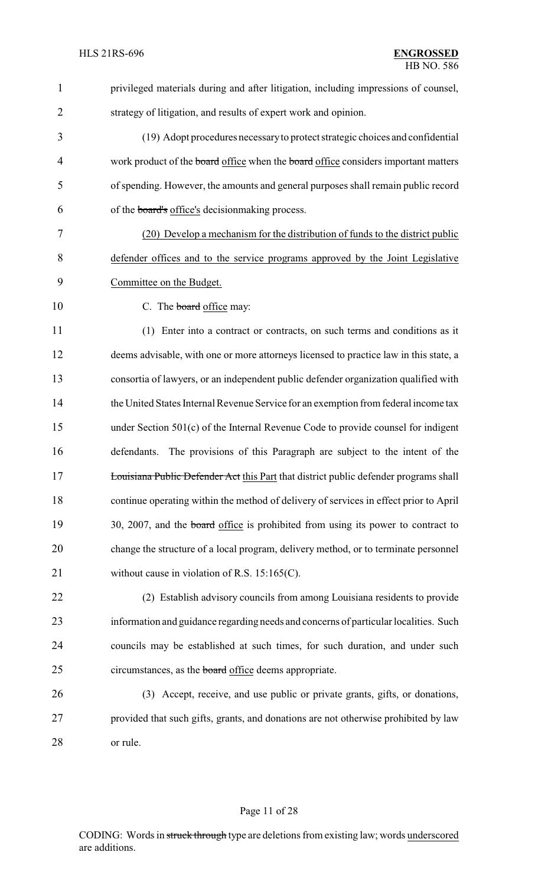privileged materials during and after litigation, including impressions of counsel, strategy of litigation, and results of expert work and opinion.

(19) Adopt procedures necessary to protect strategic choices and confidential work product of the ~~board~~ office when the ~~board~~ office considers important matters of spending. However, the amounts and general purposes shall remain public record of the ~~board's~~ office's decisionmaking process.

(20) Develop a mechanism for the distribution of funds to the district public defender offices and to the service programs approved by the Joint Legislative Committee on the Budget.

C. The ~~board~~ office may:

(1) Enter into a contract or contracts, on such terms and conditions as it deems advisable, with one or more attorneys licensed to practice law in this state, a consortia of lawyers, or an independent public defender organization qualified with the United States Internal Revenue Service for an exemption from federal income tax under Section 501(c) of the Internal Revenue Code to provide counsel for indigent defendants. The provisions of this Paragraph are subject to the intent of the ~~Louisiana Public Defender Act~~ this Part that district public defender programs shall continue operating within the method of delivery of services in effect prior to April 30, 2007, and the ~~board~~ office is prohibited from using its power to contract to change the structure of a local program, delivery method, or to terminate personnel without cause in violation of R.S. 15:165(C).

(2) Establish advisory councils from among Louisiana residents to provide information and guidance regarding needs and concerns of particular localities. Such councils may be established at such times, for such duration, and under such circumstances, as the ~~board~~ office deems appropriate.

(3) Accept, receive, and use public or private grants, gifts, or donations, provided that such gifts, grants, and donations are not otherwise prohibited by law or rule.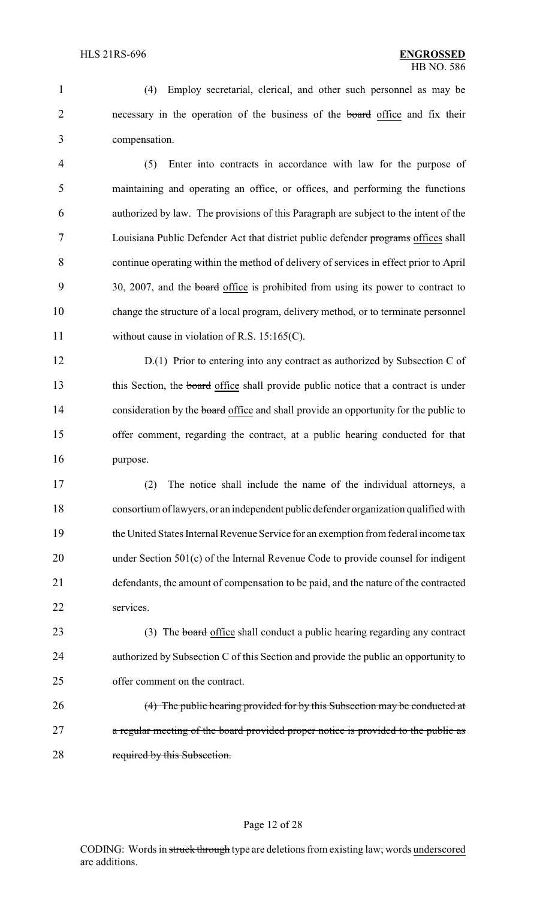(4) Employ secretarial, clerical, and other such personnel as may be necessary in the operation of the business of the ~~board~~ office and fix their compensation.

(5) Enter into contracts in accordance with law for the purpose of maintaining and operating an office, or offices, and performing the functions authorized by law. The provisions of this Paragraph are subject to the intent of the Louisiana Public Defender Act that district public defender ~~programs~~ offices shall continue operating within the method of delivery of services in effect prior to April 30, 2007, and the ~~board~~ office is prohibited from using its power to contract to change the structure of a local program, delivery method, or to terminate personnel without cause in violation of R.S. 15:165(C).

D.(1) Prior to entering into any contract as authorized by Subsection C of this Section, the ~~board~~ office shall provide public notice that a contract is under consideration by the ~~board~~ office and shall provide an opportunity for the public to offer comment, regarding the contract, at a public hearing conducted for that purpose.

(2) The notice shall include the name of the individual attorneys, a consortium of lawyers, or an independent public defender organization qualified with the United States Internal Revenue Service for an exemption from federal income tax under Section 501(c) of the Internal Revenue Code to provide counsel for indigent defendants, the amount of compensation to be paid, and the nature of the contracted services.

(3) The ~~board~~ office shall conduct a public hearing regarding any contract authorized by Subsection C of this Section and provide the public an opportunity to offer comment on the contract.

~~(4) The public hearing provided for by this Subsection may be conducted at a regular meeting of the board provided proper notice is provided to the public as required by this Subsection.~~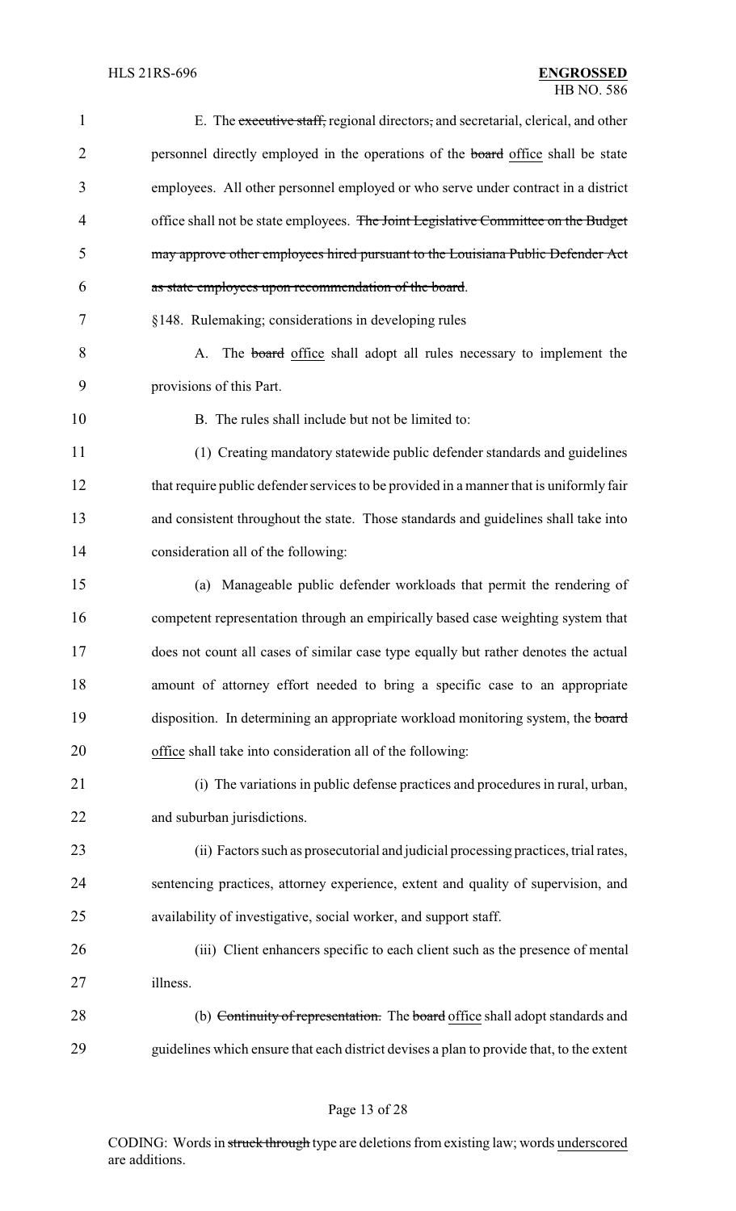E. The ~~executive staff,~~ regional directors~~,~~ and secretarial, clerical, and other personnel directly employed in the operations of the ~~board~~ <u>office</u> shall be state employees. All other personnel employed or who serve under contract in a district office shall not be state employees. ~~The Joint Legislative Committee on the Budget may approve other employees hired pursuant to the Louisiana Public Defender Act as state employees upon recommendation of the board~~.

§148. Rulemaking; considerations in developing rules

A. The ~~board~~ <u>office</u> shall adopt all rules necessary to implement the provisions of this Part.

B. The rules shall include but not be limited to:

(1) Creating mandatory statewide public defender standards and guidelines that require public defender services to be provided in a manner that is uniformly fair and consistent throughout the state. Those standards and guidelines shall take into consideration all of the following:

(a) Manageable public defender workloads that permit the rendering of competent representation through an empirically based case weighting system that does not count all cases of similar case type equally but rather denotes the actual amount of attorney effort needed to bring a specific case to an appropriate disposition. In determining an appropriate workload monitoring system, the ~~board~~ <u>office</u> shall take into consideration all of the following:

(i) The variations in public defense practices and procedures in rural, urban, and suburban jurisdictions.

(ii) Factors such as prosecutorial and judicial processing practices, trial rates, sentencing practices, attorney experience, extent and quality of supervision, and availability of investigative, social worker, and support staff.

(iii) Client enhancers specific to each client such as the presence of mental illness.

(b) ~~Continuity of representation.~~ The ~~board~~ <u>office</u> shall adopt standards and guidelines which ensure that each district devises a plan to provide that, to the extent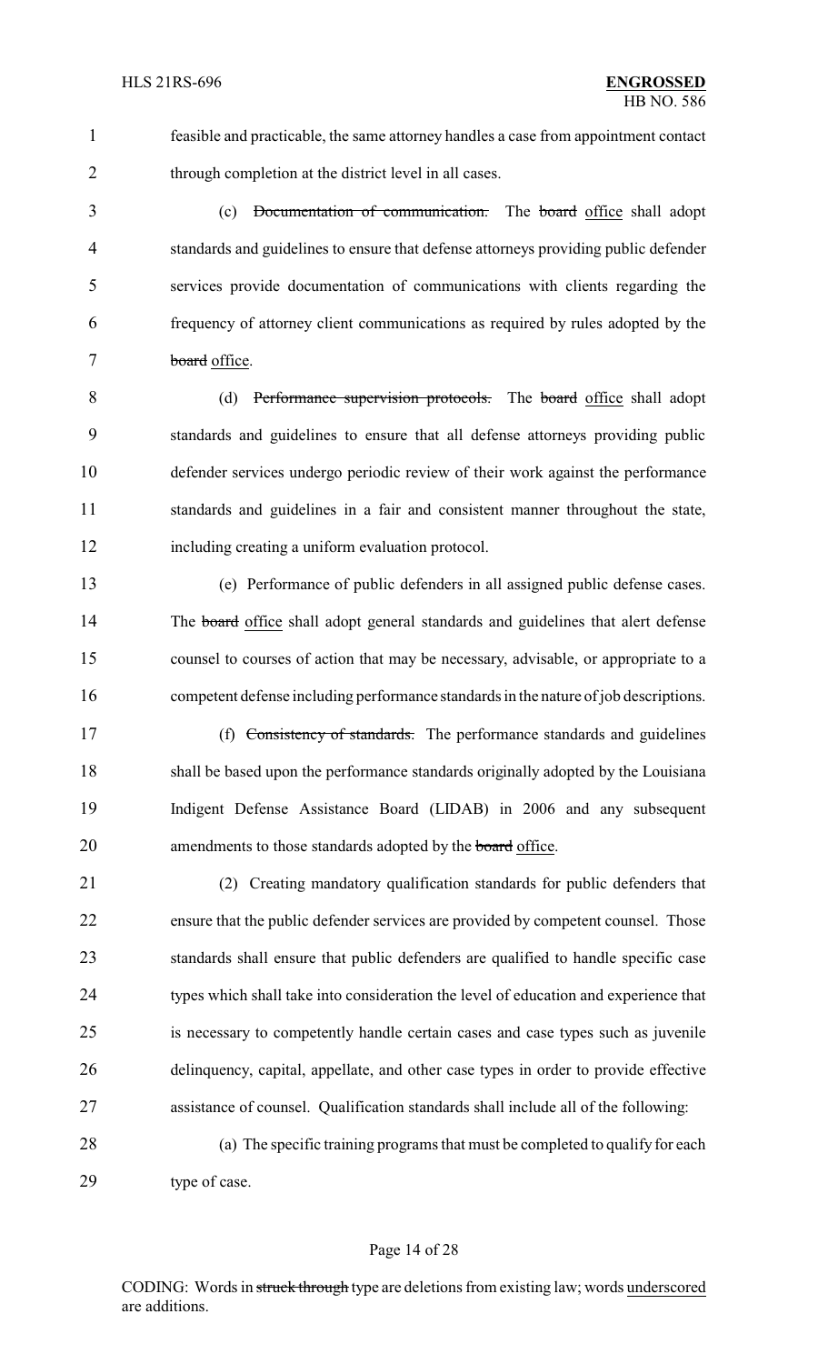feasible and practicable, the same attorney handles a case from appointment contact through completion at the district level in all cases.

(c) ~~Documentation of communication.~~ The ~~board~~ office shall adopt standards and guidelines to ensure that defense attorneys providing public defender services provide documentation of communications with clients regarding the frequency of attorney client communications as required by rules adopted by the ~~board~~ office.

(d) ~~Performance supervision protocols.~~ The ~~board~~ office shall adopt standards and guidelines to ensure that all defense attorneys providing public defender services undergo periodic review of their work against the performance standards and guidelines in a fair and consistent manner throughout the state, including creating a uniform evaluation protocol.

(e) Performance of public defenders in all assigned public defense cases. The ~~board~~ office shall adopt general standards and guidelines that alert defense counsel to courses of action that may be necessary, advisable, or appropriate to a competent defense including performance standards in the nature of job descriptions.

(f) ~~Consistency of standards.~~ The performance standards and guidelines shall be based upon the performance standards originally adopted by the Louisiana Indigent Defense Assistance Board (LIDAB) in 2006 and any subsequent amendments to those standards adopted by the ~~board~~ office.

(2) Creating mandatory qualification standards for public defenders that ensure that the public defender services are provided by competent counsel. Those standards shall ensure that public defenders are qualified to handle specific case types which shall take into consideration the level of education and experience that is necessary to competently handle certain cases and case types such as juvenile delinquency, capital, appellate, and other case types in order to provide effective assistance of counsel. Qualification standards shall include all of the following:

(a) The specific training programs that must be completed to qualify for each type of case.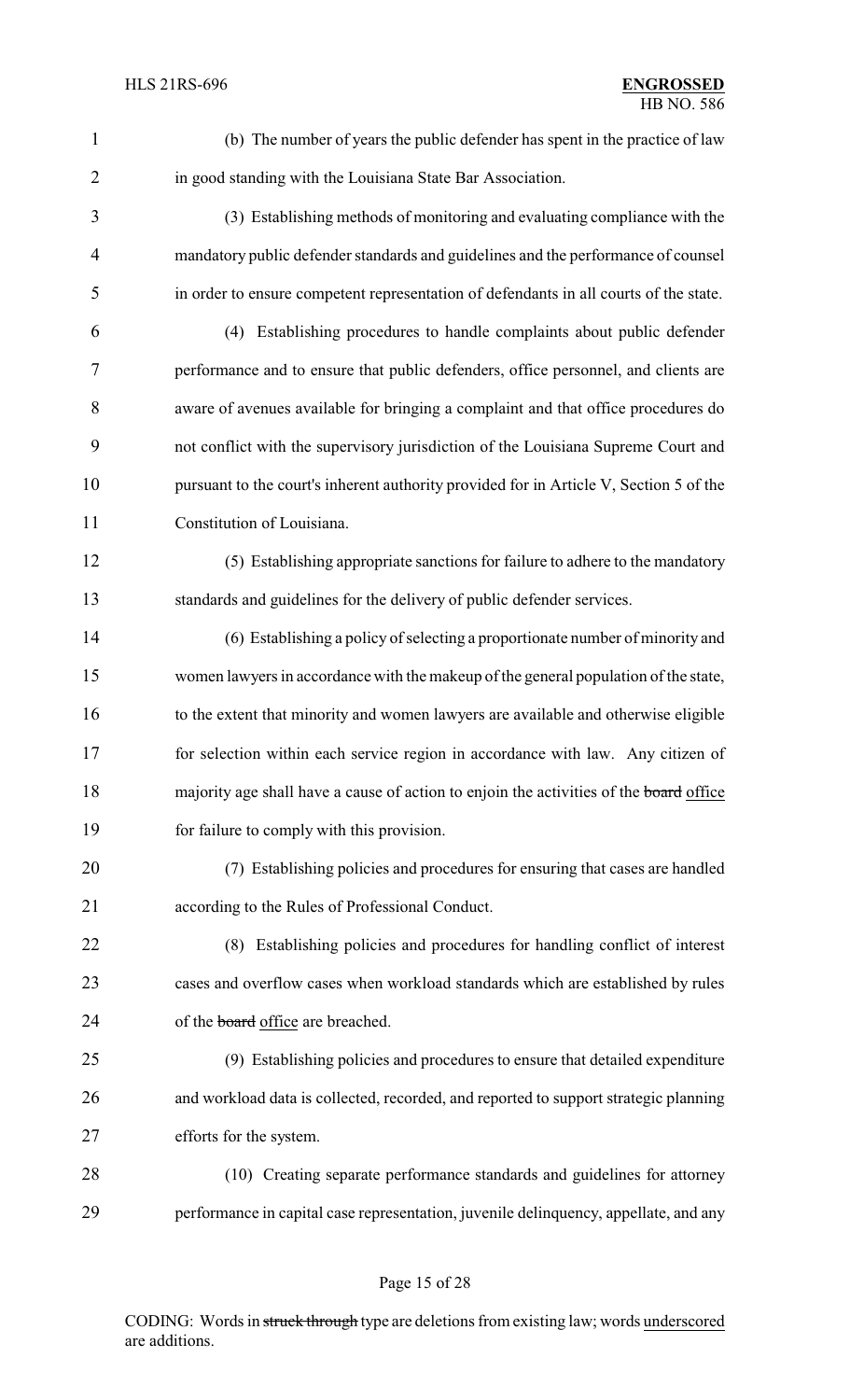(b) The number of years the public defender has spent in the practice of law in good standing with the Louisiana State Bar Association.

(3) Establishing methods of monitoring and evaluating compliance with the mandatory public defender standards and guidelines and the performance of counsel in order to ensure competent representation of defendants in all courts of the state.

(4) Establishing procedures to handle complaints about public defender performance and to ensure that public defenders, office personnel, and clients are aware of avenues available for bringing a complaint and that office procedures do not conflict with the supervisory jurisdiction of the Louisiana Supreme Court and pursuant to the court's inherent authority provided for in Article V, Section 5 of the Constitution of Louisiana.

(5) Establishing appropriate sanctions for failure to adhere to the mandatory standards and guidelines for the delivery of public defender services.

(6) Establishing a policy of selecting a proportionate number of minority and women lawyers in accordance with the makeup of the general population of the state, to the extent that minority and women lawyers are available and otherwise eligible for selection within each service region in accordance with law. Any citizen of majority age shall have a cause of action to enjoin the activities of the ~~board~~ office for failure to comply with this provision.

(7) Establishing policies and procedures for ensuring that cases are handled according to the Rules of Professional Conduct.

(8) Establishing policies and procedures for handling conflict of interest cases and overflow cases when workload standards which are established by rules of the ~~board~~ office are breached.

(9) Establishing policies and procedures to ensure that detailed expenditure and workload data is collected, recorded, and reported to support strategic planning efforts for the system.

(10) Creating separate performance standards and guidelines for attorney performance in capital case representation, juvenile delinquency, appellate, and any

CODING: Words in ~~struck through~~ type are deletions from existing law; words underscored are additions.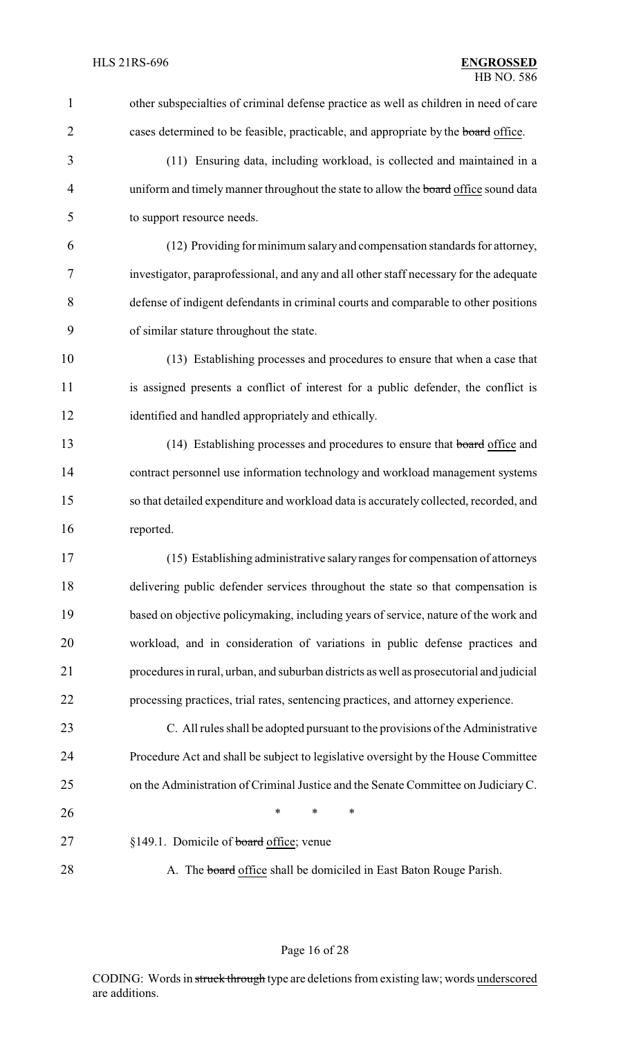other subspecialties of criminal defense practice as well as children in need of care cases determined to be feasible, practicable, and appropriate by the ~~board~~ office.

(11) Ensuring data, including workload, is collected and maintained in a uniform and timely manner throughout the state to allow the ~~board~~ office sound data to support resource needs.

(12) Providing for minimum salary and compensation standards for attorney, investigator, paraprofessional, and any and all other staff necessary for the adequate defense of indigent defendants in criminal courts and comparable to other positions of similar stature throughout the state.

(13) Establishing processes and procedures to ensure that when a case that is assigned presents a conflict of interest for a public defender, the conflict is identified and handled appropriately and ethically.

(14) Establishing processes and procedures to ensure that ~~board~~ office and contract personnel use information technology and workload management systems so that detailed expenditure and workload data is accurately collected, recorded, and reported.

(15) Establishing administrative salary ranges for compensation of attorneys delivering public defender services throughout the state so that compensation is based on objective policymaking, including years of service, nature of the work and workload, and in consideration of variations in public defense practices and procedures in rural, urban, and suburban districts as well as prosecutorial and judicial processing practices, trial rates, sentencing practices, and attorney experience.

C. All rules shall be adopted pursuant to the provisions of the Administrative Procedure Act and shall be subject to legislative oversight by the House Committee on the Administration of Criminal Justice and the Senate Committee on Judiciary C.

\* \* \*

§149.1. Domicile of ~~board~~ office; venue

A. The ~~board~~ office shall be domiciled in East Baton Rouge Parish.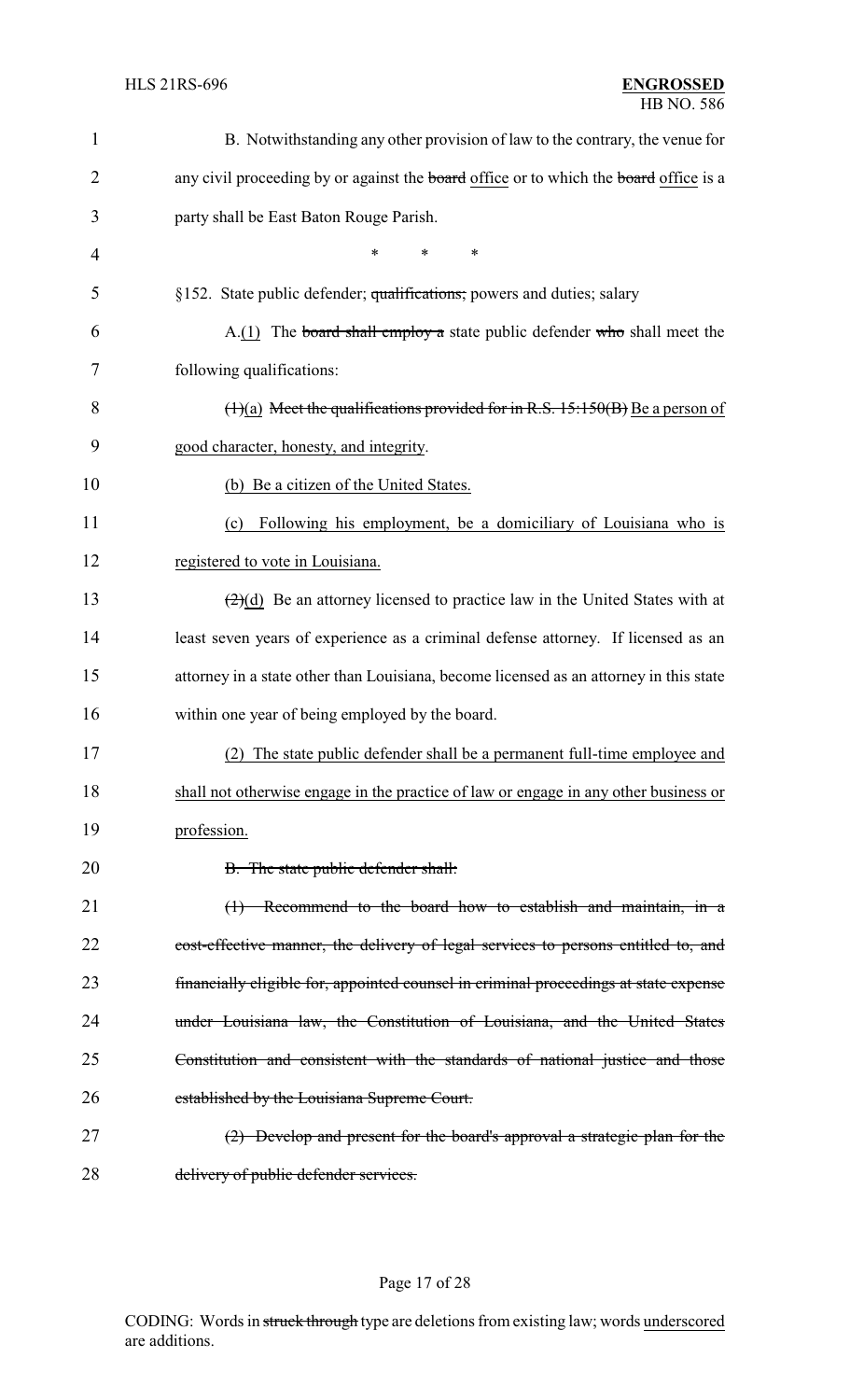B. Notwithstanding any other provision of law to the contrary, the venue for any civil proceeding by or against the ~~board~~ office or to which the ~~board~~ office is a party shall be East Baton Rouge Parish.

\* \* \*

§152. State public defender; ~~qualifications;~~ powers and duties; salary

A.(1) The ~~board shall employ a~~ state public defender ~~who~~ shall meet the following qualifications:

~~(1)~~(a) ~~Meet the qualifications provided for in R.S. 15:150(B)~~ Be a person of good character, honesty, and integrity.

(b) Be a citizen of the United States.

(c) Following his employment, be a domiciliary of Louisiana who is registered to vote in Louisiana.

~~(2)~~(d) Be an attorney licensed to practice law in the United States with at least seven years of experience as a criminal defense attorney. If licensed as an attorney in a state other than Louisiana, become licensed as an attorney in this state within one year of being employed by the board.

(2) The state public defender shall be a permanent full-time employee and shall not otherwise engage in the practice of law or engage in any other business or profession.

~~B. The state public defender shall:~~

~~(1) Recommend to the board how to establish and maintain, in a cost-effective manner, the delivery of legal services to persons entitled to, and financially eligible for, appointed counsel in criminal proceedings at state expense under Louisiana law, the Constitution of Louisiana, and the United States Constitution and consistent with the standards of national justice and those established by the Louisiana Supreme Court.~~

~~(2) Develop and present for the board's approval a strategic plan for the delivery of public defender services.~~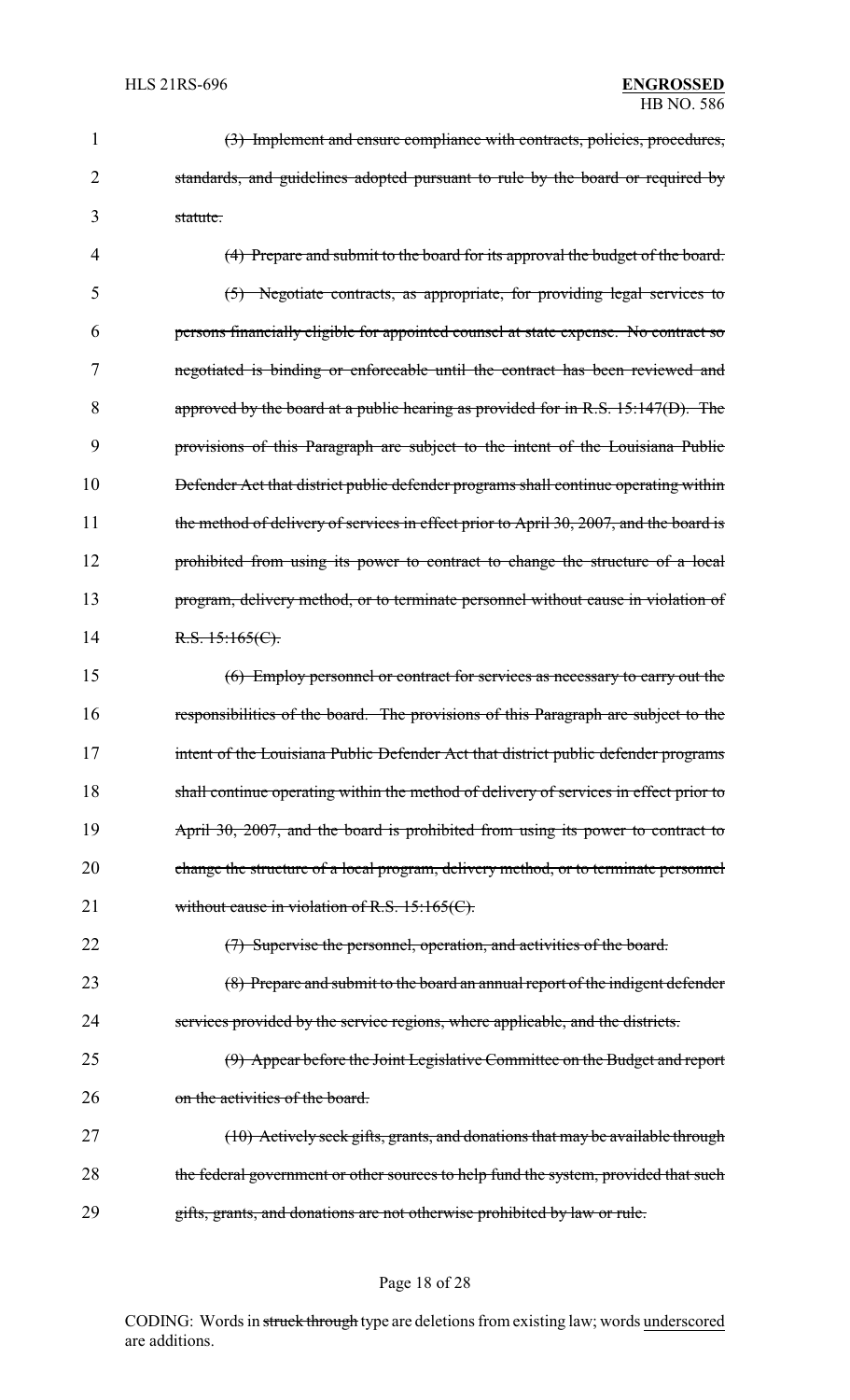~~(3) Implement and ensure compliance with contracts, policies, procedures, standards, and guidelines adopted pursuant to rule by the board or required by statute.~~

~~(4) Prepare and submit to the board for its approval the budget of the board.~~

~~(5) Negotiate contracts, as appropriate, for providing legal services to persons financially eligible for appointed counsel at state expense. No contract so negotiated is binding or enforceable until the contract has been reviewed and approved by the board at a public hearing as provided for in R.S. 15:147(D). The provisions of this Paragraph are subject to the intent of the Louisiana Public Defender Act that district public defender programs shall continue operating within the method of delivery of services in effect prior to April 30, 2007, and the board is prohibited from using its power to contract to change the structure of a local program, delivery method, or to terminate personnel without cause in violation of R.S. 15:165(C).~~

~~(6) Employ personnel or contract for services as necessary to carry out the responsibilities of the board. The provisions of this Paragraph are subject to the intent of the Louisiana Public Defender Act that district public defender programs shall continue operating within the method of delivery of services in effect prior to April 30, 2007, and the board is prohibited from using its power to contract to change the structure of a local program, delivery method, or to terminate personnel without cause in violation of R.S. 15:165(C).~~

~~(7) Supervise the personnel, operation, and activities of the board.~~

~~(8) Prepare and submit to the board an annual report of the indigent defender services provided by the service regions, where applicable, and the districts.~~

~~(9) Appear before the Joint Legislative Committee on the Budget and report on the activities of the board.~~

~~(10) Actively seek gifts, grants, and donations that may be available through the federal government or other sources to help fund the system, provided that such gifts, grants, and donations are not otherwise prohibited by law or rule.~~

CODING: Words in ~~struck through~~ type are deletions from existing law; words underscored are additions.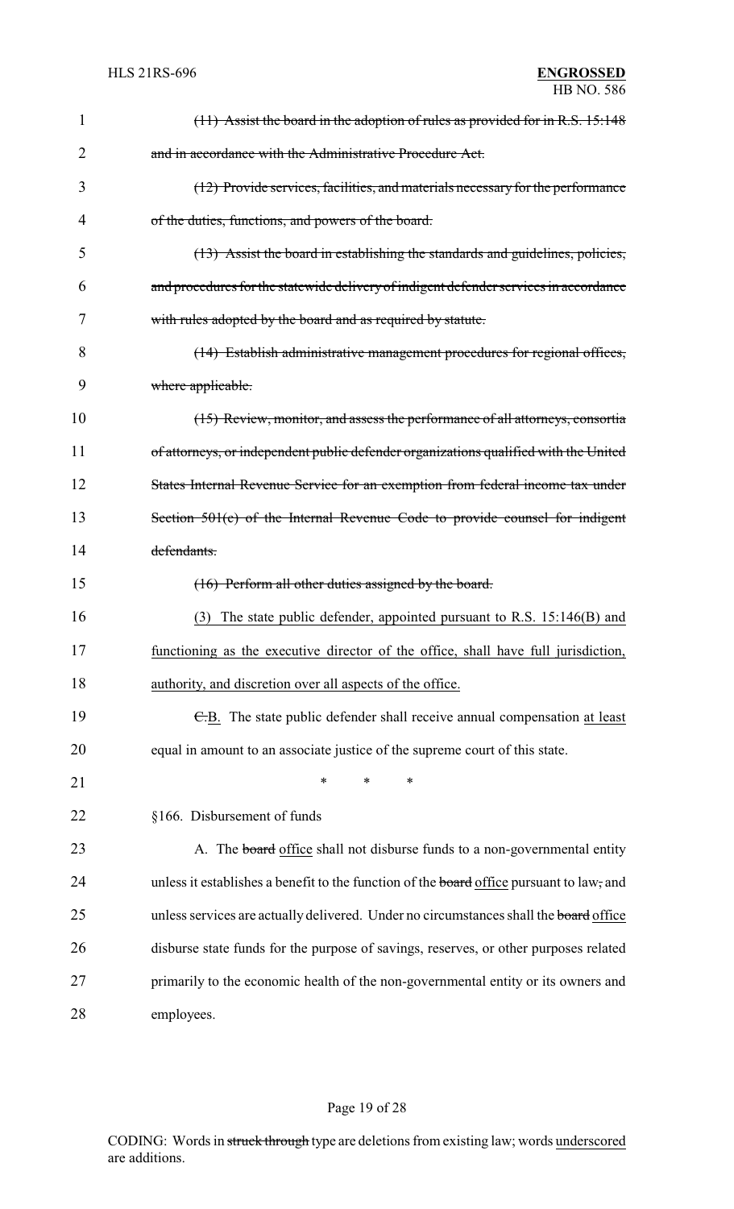~~(11) Assist the board in the adoption of rules as provided for in R.S. 15:148 and in accordance with the Administrative Procedure Act.~~

~~(12) Provide services, facilities, and materials necessary for the performance of the duties, functions, and powers of the board.~~

~~(13) Assist the board in establishing the standards and guidelines, policies, and procedures for the statewide delivery of indigent defender services in accordance with rules adopted by the board and as required by statute.~~

~~(14) Establish administrative management procedures for regional offices, where applicable.~~

~~(15) Review, monitor, and assess the performance of all attorneys, consortia of attorneys, or independent public defender organizations qualified with the United States Internal Revenue Service for an exemption from federal income tax under Section 501(c) of the Internal Revenue Code to provide counsel for indigent defendants.~~

~~(16) Perform all other duties assigned by the board.~~

<u>(3) The state public defender, appointed pursuant to R.S. 15:146(B) and functioning as the executive director of the office, shall have full jurisdiction, authority, and discretion over all aspects of the office.</u>

~~C.~~<u>B.</u> The state public defender shall receive annual compensation <u>at least</u> equal in amount to an associate justice of the supreme court of this state.

\* \* \*

§166. Disbursement of funds

A. The ~~board~~ <u>office</u> shall not disburse funds to a non-governmental entity unless it establishes a benefit to the function of the ~~board~~ <u>office</u> pursuant to law~~,~~ and unless services are actually delivered. Under no circumstances shall the ~~board~~ <u>office</u> disburse state funds for the purpose of savings, reserves, or other purposes related primarily to the economic health of the non-governmental entity or its owners and employees.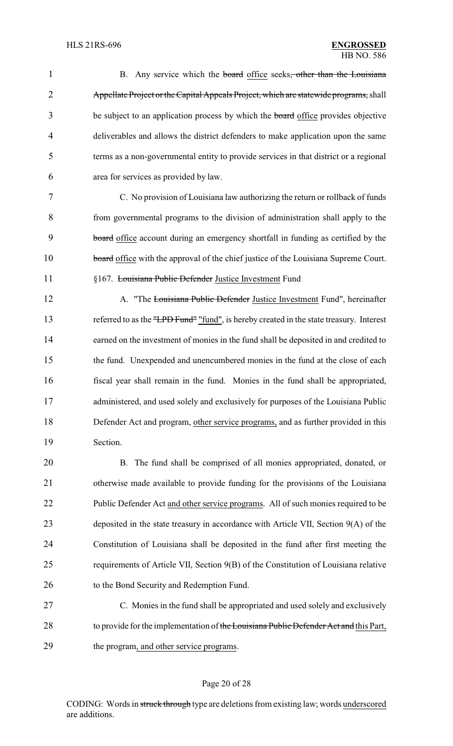B. Any service which the ~~board~~ office seeks~~, other than the Louisiana Appellate Project or the Capital Appeals Project, which are statewide programs,~~ shall be subject to an application process by which the ~~board~~ office provides objective deliverables and allows the district defenders to make application upon the same terms as a non-governmental entity to provide services in that district or a regional area for services as provided by law.

C. No provision of Louisiana law authorizing the return or rollback of funds from governmental programs to the division of administration shall apply to the ~~board~~ office account during an emergency shortfall in funding as certified by the ~~board~~ office with the approval of the chief justice of the Louisiana Supreme Court.

§167. ~~Louisiana Public Defender~~ Justice Investment Fund

A. "The ~~Louisiana Public Defender~~ Justice Investment Fund", hereinafter referred to as the ~~"LPD Fund"~~ "fund", is hereby created in the state treasury. Interest earned on the investment of monies in the fund shall be deposited in and credited to the fund. Unexpended and unencumbered monies in the fund at the close of each fiscal year shall remain in the fund. Monies in the fund shall be appropriated, administered, and used solely and exclusively for purposes of the Louisiana Public Defender Act and program, other service programs, and as further provided in this Section.

B. The fund shall be comprised of all monies appropriated, donated, or otherwise made available to provide funding for the provisions of the Louisiana Public Defender Act and other service programs. All of such monies required to be deposited in the state treasury in accordance with Article VII, Section 9(A) of the Constitution of Louisiana shall be deposited in the fund after first meeting the requirements of Article VII, Section 9(B) of the Constitution of Louisiana relative to the Bond Security and Redemption Fund.

C. Monies in the fund shall be appropriated and used solely and exclusively to provide for the implementation of ~~the Louisiana Public Defender Act and~~ this Part, the program, and other service programs.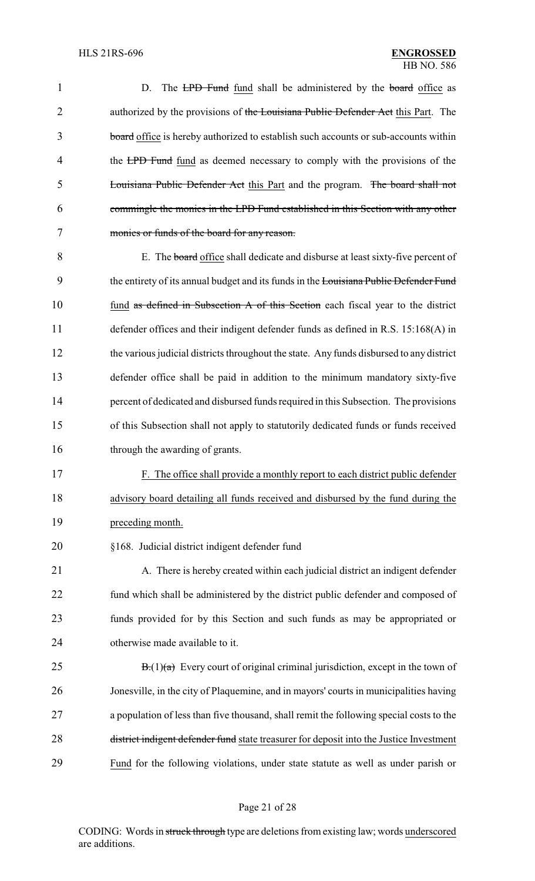D. The ~~LPD Fund~~ fund shall be administered by the ~~board~~ office as authorized by the provisions of ~~the Louisiana Public Defender Act~~ this Part. The ~~board~~ office is hereby authorized to establish such accounts or sub-accounts within the ~~LPD Fund~~ fund as deemed necessary to comply with the provisions of the ~~Louisiana Public Defender Act~~ this Part and the program. ~~The board shall not commingle the monies in the LPD Fund established in this Section with any other monies or funds of the board for any reason.~~

E. The ~~board~~ office shall dedicate and disburse at least sixty-five percent of the entirety of its annual budget and its funds in the ~~Louisiana Public Defender Fund~~ fund ~~as defined in Subsection A of this Section~~ each fiscal year to the district defender offices and their indigent defender funds as defined in R.S. 15:168(A) in the various judicial districts throughout the state. Any funds disbursed to any district defender office shall be paid in addition to the minimum mandatory sixty-five percent of dedicated and disbursed funds required in this Subsection. The provisions of this Subsection shall not apply to statutorily dedicated funds or funds received through the awarding of grants.

F. The office shall provide a monthly report to each district public defender advisory board detailing all funds received and disbursed by the fund during the preceding month.

§168. Judicial district indigent defender fund

A. There is hereby created within each judicial district an indigent defender fund which shall be administered by the district public defender and composed of funds provided for by this Section and such funds as may be appropriated or otherwise made available to it.

~~B.~~(1)~~(a)~~ Every court of original criminal jurisdiction, except in the town of Jonesville, in the city of Plaquemine, and in mayors' courts in municipalities having a population of less than five thousand, shall remit the following special costs to the ~~district indigent defender fund~~ state treasurer for deposit into the Justice Investment Fund for the following violations, under state statute as well as under parish or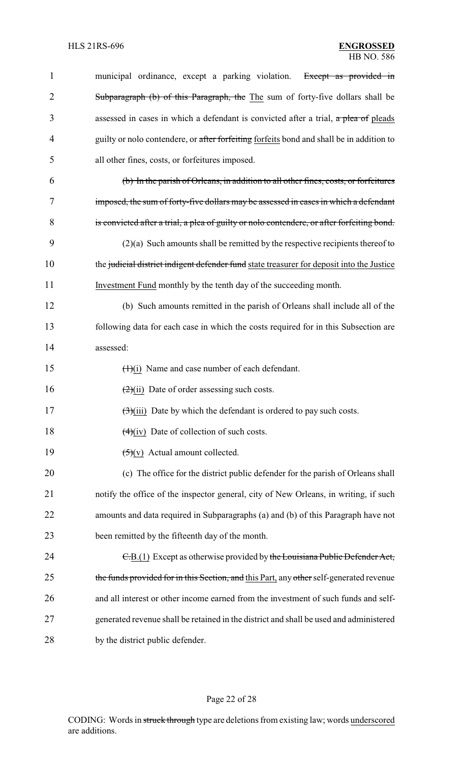municipal ordinance, except a parking violation. ~~Except as provided in Subparagraph (b) of this Paragraph, the~~ The sum of forty-five dollars shall be assessed in cases in which a defendant is convicted after a trial, ~~a plea of~~ pleads guilty or nolo contendere, or ~~after forfeiting~~ forfeits bond and shall be in addition to all other fines, costs, or forfeitures imposed.

~~(b) In the parish of Orleans, in addition to all other fines, costs, or forfeitures imposed, the sum of forty-five dollars may be assessed in cases in which a defendant is convicted after a trial, a plea of guilty or nolo contendere, or after forfeiting bond.~~

(2)(a) Such amounts shall be remitted by the respective recipients thereof to the ~~judicial district indigent defender fund~~ state treasurer for deposit into the Justice Investment Fund monthly by the tenth day of the succeeding month.

(b) Such amounts remitted in the parish of Orleans shall include all of the following data for each case in which the costs required for in this Subsection are assessed:

~~(1)~~(i) Name and case number of each defendant.

~~(2)~~(ii) Date of order assessing such costs.

~~(3)~~(iii) Date by which the defendant is ordered to pay such costs.

~~(4)~~(iv) Date of collection of such costs.

~~(5)~~(v) Actual amount collected.

(c) The office for the district public defender for the parish of Orleans shall notify the office of the inspector general, city of New Orleans, in writing, if such amounts and data required in Subparagraphs (a) and (b) of this Paragraph have not been remitted by the fifteenth day of the month.

~~C.~~B.(1) Except as otherwise provided by ~~the Louisiana Public Defender Act, the funds provided for in this Section, and~~ this Part, any ~~other~~ self-generated revenue and all interest or other income earned from the investment of such funds and self-generated revenue shall be retained in the district and shall be used and administered by the district public defender.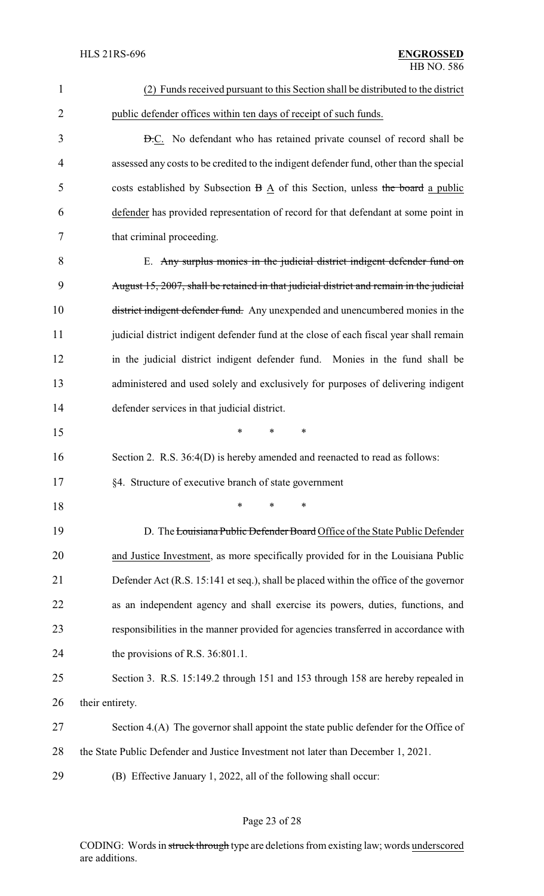(2) Funds received pursuant to this Section shall be distributed to the district public defender offices within ten days of receipt of such funds.

~~D.~~C. No defendant who has retained private counsel of record shall be assessed any costs to be credited to the indigent defender fund, other than the special costs established by Subsection ~~B~~ A of this Section, unless ~~the board~~ a public defender has provided representation of record for that defendant at some point in that criminal proceeding.

E. ~~Any surplus monies in the judicial district indigent defender fund on August 15, 2007, shall be retained in that judicial district and remain in the judicial district indigent defender fund.~~ Any unexpended and unencumbered monies in the judicial district indigent defender fund at the close of each fiscal year shall remain in the judicial district indigent defender fund. Monies in the fund shall be administered and used solely and exclusively for purposes of delivering indigent defender services in that judicial district.

\* \* \*

Section 2. R.S. 36:4(D) is hereby amended and reenacted to read as follows:

§4. Structure of executive branch of state government

\* \* \*

D. The ~~Louisiana Public Defender Board~~ Office of the State Public Defender and Justice Investment, as more specifically provided for in the Louisiana Public Defender Act (R.S. 15:141 et seq.), shall be placed within the office of the governor as an independent agency and shall exercise its powers, duties, functions, and responsibilities in the manner provided for agencies transferred in accordance with the provisions of R.S. 36:801.1.

Section 3. R.S. 15:149.2 through 151 and 153 through 158 are hereby repealed in their entirety.

Section 4.(A) The governor shall appoint the state public defender for the Office of the State Public Defender and Justice Investment not later than December 1, 2021.

(B) Effective January 1, 2022, all of the following shall occur: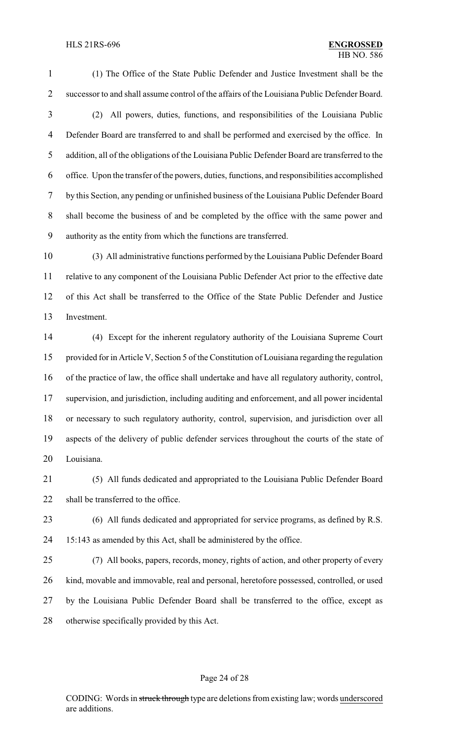(1) The Office of the State Public Defender and Justice Investment shall be the successor to and shall assume control of the affairs of the Louisiana Public Defender Board.

(2) All powers, duties, functions, and responsibilities of the Louisiana Public Defender Board are transferred to and shall be performed and exercised by the office. In addition, all of the obligations of the Louisiana Public Defender Board are transferred to the office. Upon the transfer of the powers, duties, functions, and responsibilities accomplished by this Section, any pending or unfinished business of the Louisiana Public Defender Board shall become the business of and be completed by the office with the same power and authority as the entity from which the functions are transferred.

(3) All administrative functions performed by the Louisiana Public Defender Board relative to any component of the Louisiana Public Defender Act prior to the effective date of this Act shall be transferred to the Office of the State Public Defender and Justice Investment.

(4) Except for the inherent regulatory authority of the Louisiana Supreme Court provided for in Article V, Section 5 of the Constitution of Louisiana regarding the regulation of the practice of law, the office shall undertake and have all regulatory authority, control, supervision, and jurisdiction, including auditing and enforcement, and all power incidental or necessary to such regulatory authority, control, supervision, and jurisdiction over all aspects of the delivery of public defender services throughout the courts of the state of Louisiana.

(5) All funds dedicated and appropriated to the Louisiana Public Defender Board shall be transferred to the office.

(6) All funds dedicated and appropriated for service programs, as defined by R.S. 15:143 as amended by this Act, shall be administered by the office.

(7) All books, papers, records, money, rights of action, and other property of every kind, movable and immovable, real and personal, heretofore possessed, controlled, or used by the Louisiana Public Defender Board shall be transferred to the office, except as otherwise specifically provided by this Act.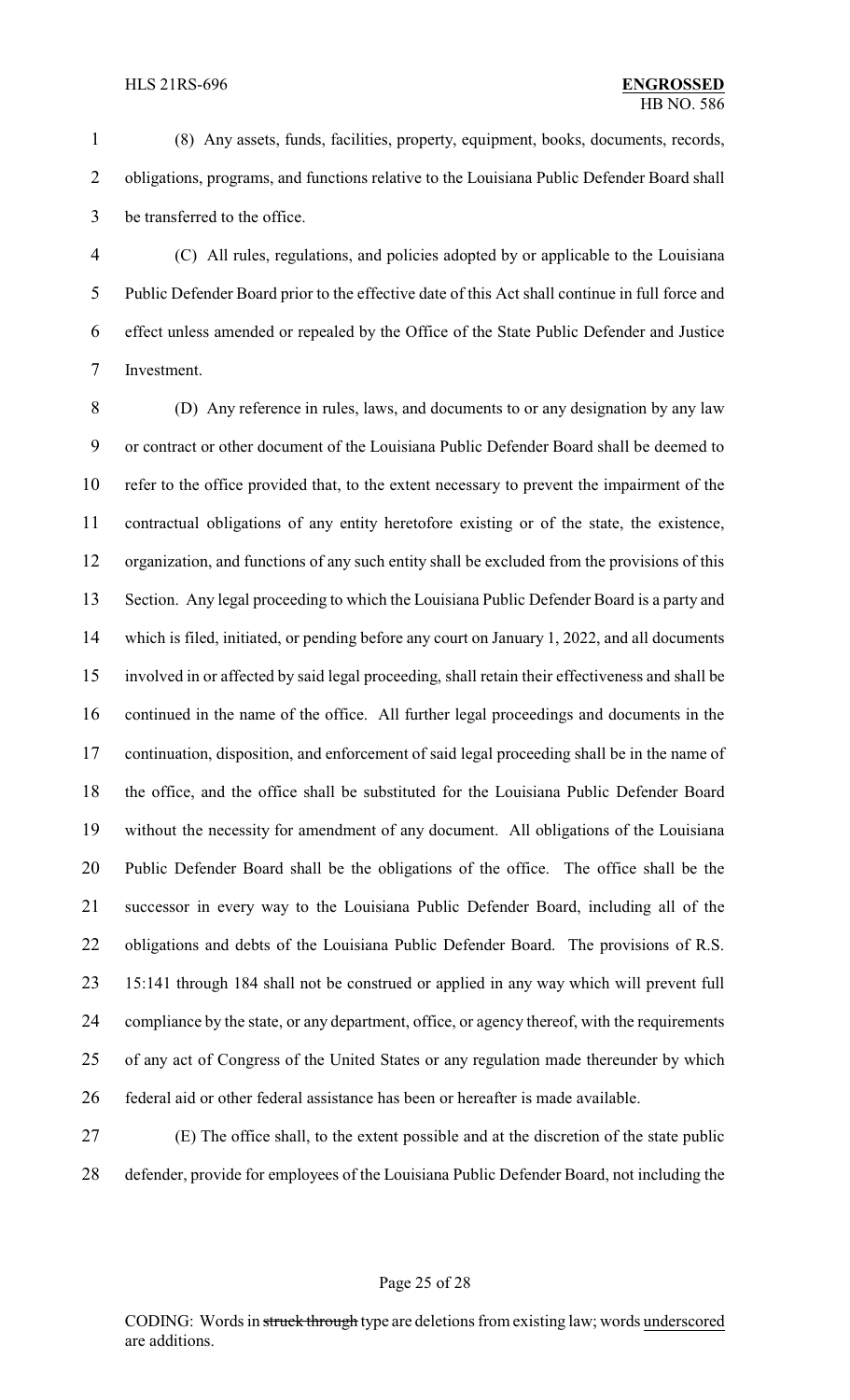(8) Any assets, funds, facilities, property, equipment, books, documents, records, obligations, programs, and functions relative to the Louisiana Public Defender Board shall be transferred to the office.

(C) All rules, regulations, and policies adopted by or applicable to the Louisiana Public Defender Board prior to the effective date of this Act shall continue in full force and effect unless amended or repealed by the Office of the State Public Defender and Justice Investment.

(D) Any reference in rules, laws, and documents to or any designation by any law or contract or other document of the Louisiana Public Defender Board shall be deemed to refer to the office provided that, to the extent necessary to prevent the impairment of the contractual obligations of any entity heretofore existing or of the state, the existence, organization, and functions of any such entity shall be excluded from the provisions of this Section. Any legal proceeding to which the Louisiana Public Defender Board is a party and which is filed, initiated, or pending before any court on January 1, 2022, and all documents involved in or affected by said legal proceeding, shall retain their effectiveness and shall be continued in the name of the office. All further legal proceedings and documents in the continuation, disposition, and enforcement of said legal proceeding shall be in the name of the office, and the office shall be substituted for the Louisiana Public Defender Board without the necessity for amendment of any document. All obligations of the Louisiana Public Defender Board shall be the obligations of the office. The office shall be the successor in every way to the Louisiana Public Defender Board, including all of the obligations and debts of the Louisiana Public Defender Board. The provisions of R.S. 15:141 through 184 shall not be construed or applied in any way which will prevent full compliance by the state, or any department, office, or agency thereof, with the requirements of any act of Congress of the United States or any regulation made thereunder by which federal aid or other federal assistance has been or hereafter is made available.

(E) The office shall, to the extent possible and at the discretion of the state public defender, provide for employees of the Louisiana Public Defender Board, not including the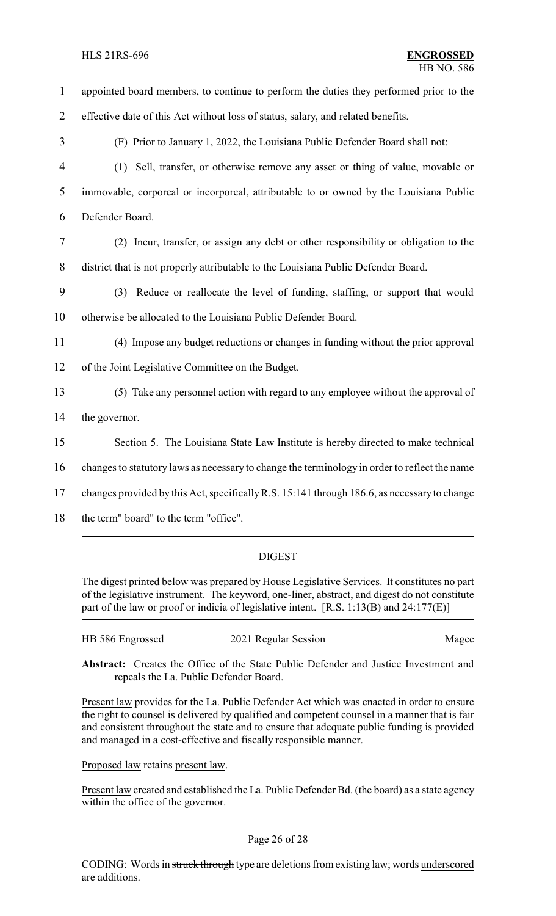appointed board members, to continue to perform the duties they performed prior to the effective date of this Act without loss of status, salary, and related benefits.

(F) Prior to January 1, 2022, the Louisiana Public Defender Board shall not:

(1) Sell, transfer, or otherwise remove any asset or thing of value, movable or immovable, corporeal or incorporeal, attributable to or owned by the Louisiana Public Defender Board.

(2) Incur, transfer, or assign any debt or other responsibility or obligation to the district that is not properly attributable to the Louisiana Public Defender Board.

(3) Reduce or reallocate the level of funding, staffing, or support that would otherwise be allocated to the Louisiana Public Defender Board.

(4) Impose any budget reductions or changes in funding without the prior approval of the Joint Legislative Committee on the Budget.

(5) Take any personnel action with regard to any employee without the approval of the governor.

Section 5. The Louisiana State Law Institute is hereby directed to make technical changes to statutory laws as necessary to change the terminology in order to reflect the name changes provided by this Act, specifically R.S. 15:141 through 186.6, as necessary to change the term" board" to the term "office".

---

DIGEST

The digest printed below was prepared by House Legislative Services. It constitutes no part of the legislative instrument. The keyword, one-liner, abstract, and digest do not constitute part of the law or proof or indicia of legislative intent. [R.S. 1:13(B) and 24:177(E)]

HB 586 Engrossed    2021 Regular Session    Magee

**Abstract:** Creates the Office of the State Public Defender and Justice Investment and repeals the La. Public Defender Board.

Present law provides for the La. Public Defender Act which was enacted in order to ensure the right to counsel is delivered by qualified and competent counsel in a manner that is fair and consistent throughout the state and to ensure that adequate public funding is provided and managed in a cost-effective and fiscally responsible manner.

Proposed law retains present law.

Present law created and established the La. Public Defender Bd. (the board) as a state agency within the office of the governor.

CODING: Words in ~~struck through~~ type are deletions from existing law; words underscored are additions.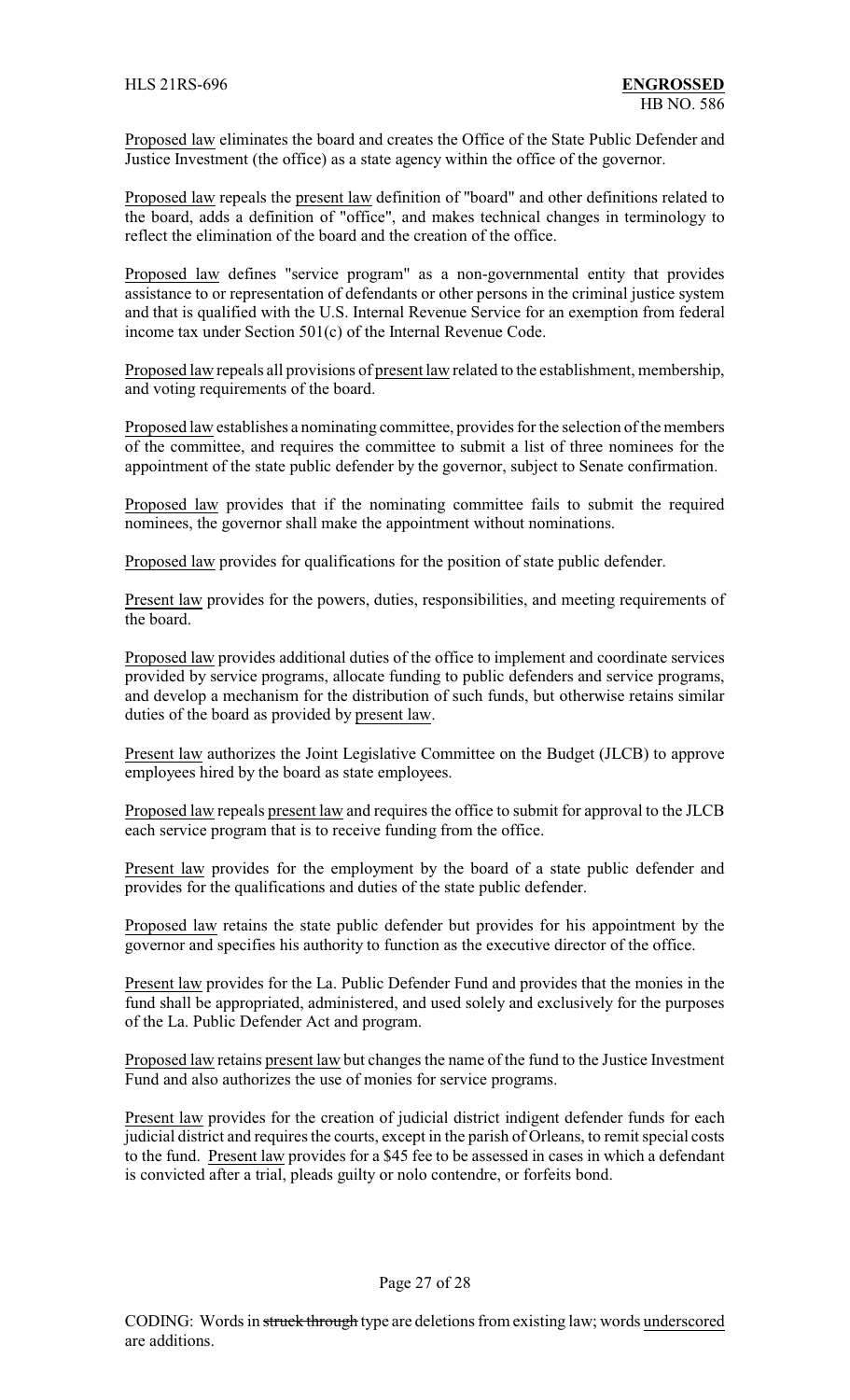Proposed law eliminates the board and creates the Office of the State Public Defender and Justice Investment (the office) as a state agency within the office of the governor.

Proposed law repeals the present law definition of "board" and other definitions related to the board, adds a definition of "office", and makes technical changes in terminology to reflect the elimination of the board and the creation of the office.

Proposed law defines "service program" as a non-governmental entity that provides assistance to or representation of defendants or other persons in the criminal justice system and that is qualified with the U.S. Internal Revenue Service for an exemption from federal income tax under Section 501(c) of the Internal Revenue Code.

Proposed law repeals all provisions of present law related to the establishment, membership, and voting requirements of the board.

Proposed law establishes a nominating committee, provides for the selection of the members of the committee, and requires the committee to submit a list of three nominees for the appointment of the state public defender by the governor, subject to Senate confirmation.

Proposed law provides that if the nominating committee fails to submit the required nominees, the governor shall make the appointment without nominations.

Proposed law provides for qualifications for the position of state public defender.

Present law provides for the powers, duties, responsibilities, and meeting requirements of the board.

Proposed law provides additional duties of the office to implement and coordinate services provided by service programs, allocate funding to public defenders and service programs, and develop a mechanism for the distribution of such funds, but otherwise retains similar duties of the board as provided by present law.

Present law authorizes the Joint Legislative Committee on the Budget (JLCB) to approve employees hired by the board as state employees.

Proposed law repeals present law and requires the office to submit for approval to the JLCB each service program that is to receive funding from the office.

Present law provides for the employment by the board of a state public defender and provides for the qualifications and duties of the state public defender.

Proposed law retains the state public defender but provides for his appointment by the governor and specifies his authority to function as the executive director of the office.

Present law provides for the La. Public Defender Fund and provides that the monies in the fund shall be appropriated, administered, and used solely and exclusively for the purposes of the La. Public Defender Act and program.

Proposed law retains present law but changes the name of the fund to the Justice Investment Fund and also authorizes the use of monies for service programs.

Present law provides for the creation of judicial district indigent defender funds for each judicial district and requires the courts, except in the parish of Orleans, to remit special costs to the fund. Present law provides for a $45 fee to be assessed in cases in which a defendant is convicted after a trial, pleads guilty or nolo contendre, or forfeits bond.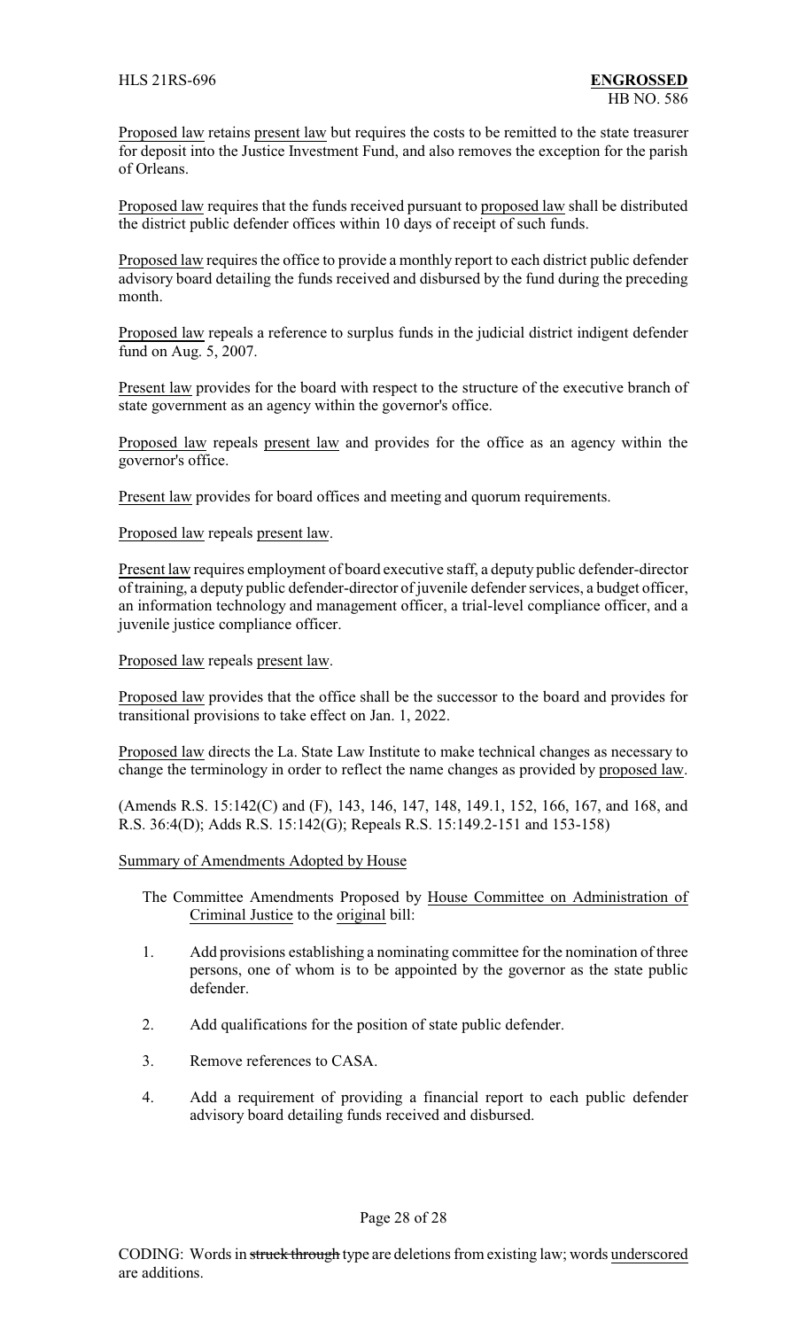Proposed law retains present law but requires the costs to be remitted to the state treasurer for deposit into the Justice Investment Fund, and also removes the exception for the parish of Orleans.

Proposed law requires that the funds received pursuant to proposed law shall be distributed the district public defender offices within 10 days of receipt of such funds.

Proposed law requires the office to provide a monthly report to each district public defender advisory board detailing the funds received and disbursed by the fund during the preceding month.

Proposed law repeals a reference to surplus funds in the judicial district indigent defender fund on Aug. 5, 2007.

Present law provides for the board with respect to the structure of the executive branch of state government as an agency within the governor's office.

Proposed law repeals present law and provides for the office as an agency within the governor's office.

Present law provides for board offices and meeting and quorum requirements.

Proposed law repeals present law.

Present law requires employment of board executive staff, a deputy public defender-director of training, a deputy public defender-director of juvenile defender services, a budget officer, an information technology and management officer, a trial-level compliance officer, and a juvenile justice compliance officer.

Proposed law repeals present law.

Proposed law provides that the office shall be the successor to the board and provides for transitional provisions to take effect on Jan. 1, 2022.

Proposed law directs the La. State Law Institute to make technical changes as necessary to change the terminology in order to reflect the name changes as provided by proposed law.

(Amends R.S. 15:142(C) and (F), 143, 146, 147, 148, 149.1, 152, 166, 167, and 168, and R.S. 36:4(D); Adds R.S. 15:142(G); Repeals R.S. 15:149.2-151 and 153-158)

Summary of Amendments Adopted by House

The Committee Amendments Proposed by House Committee on Administration of Criminal Justice to the original bill:

1. Add provisions establishing a nominating committee for the nomination of three persons, one of whom is to be appointed by the governor as the state public defender.

2. Add qualifications for the position of state public defender.

3. Remove references to CASA.

4. Add a requirement of providing a financial report to each public defender advisory board detailing funds received and disbursed.